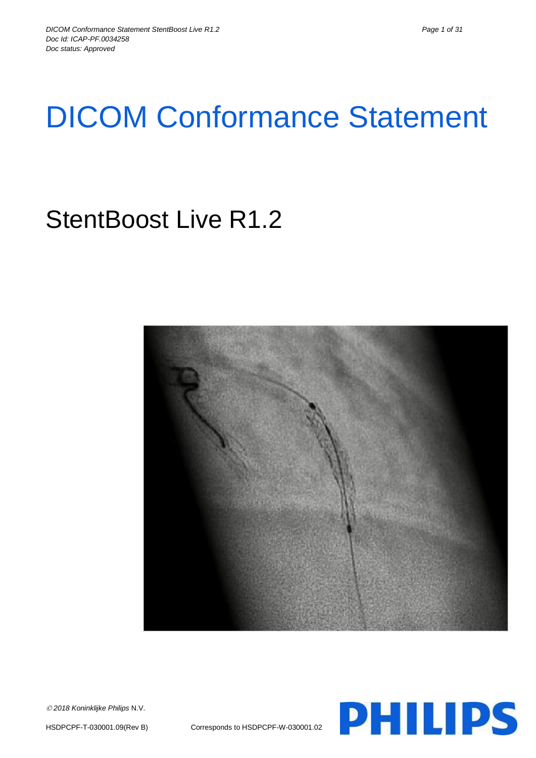# DICOM Conformance Statement

## StentBoost Live R1.2

© 2018 *Koninklijke Philips* N.V.

HSDPCPF-T-030001.09(Rev B) Corresponds to HSDPCPF-W-030001.02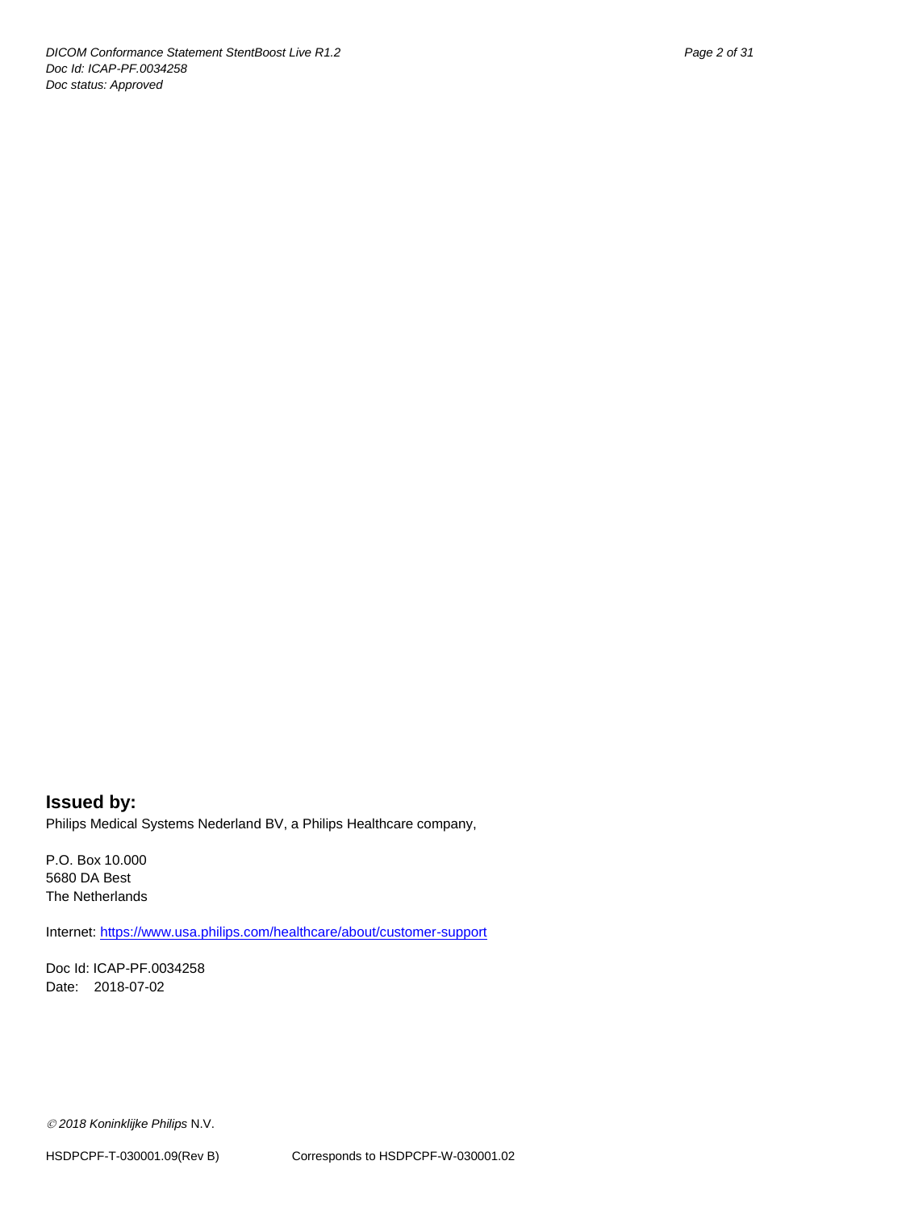**Issued by:**

Philips Medical Systems Nederland BV, a Philips Healthcare company,

P.O. Box 10.000
5680 DA Best
The Netherlands

Internet: https://www.usa.philips.com/healthcare/about/customer-support

Doc Id: ICAP-PF.0034258
Date: 2018-07-02

*© 2018 Koninklijke Philips* N.V.

HSDPCPF-T-030001.09(Rev B) Corresponds to HSDPCPF-W-030001.02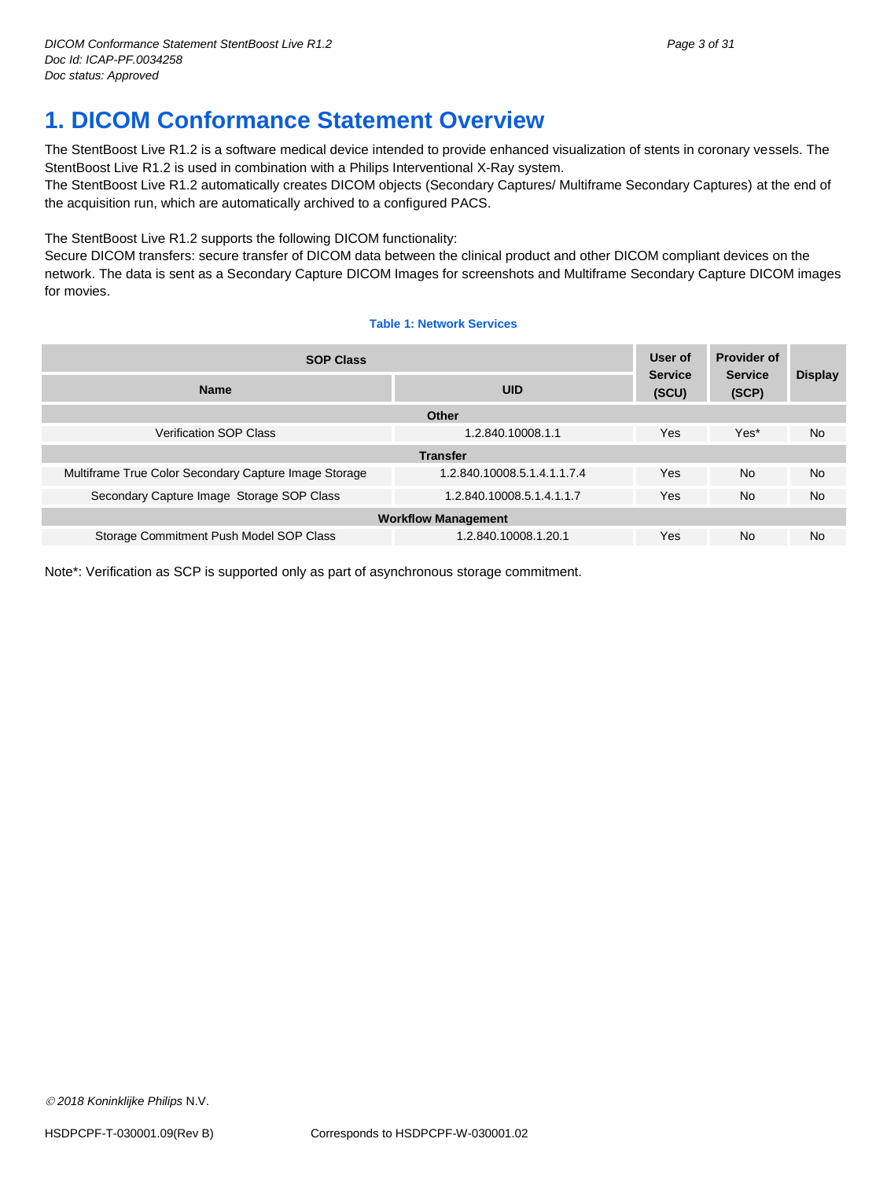# 1. DICOM Conformance Statement Overview

The StentBoost Live R1.2 is a software medical device intended to provide enhanced visualization of stents in coronary vessels. The StentBoost Live R1.2 is used in combination with a Philips Interventional X-Ray system.
The StentBoost Live R1.2 automatically creates DICOM objects (Secondary Captures/ Multiframe Secondary Captures) at the end of the acquisition run, which are automatically archived to a configured PACS.

The StentBoost Live R1.2 supports the following DICOM functionality:
Secure DICOM transfers: secure transfer of DICOM data between the clinical product and other DICOM compliant devices on the network. The data is sent as a Secondary Capture DICOM Images for screenshots and Multiframe Secondary Capture DICOM images for movies.

**Table 1: Network Services**

| SOP Class | | User of Service (SCU) | Provider of Service (SCP) | Display |
|---|---|---|---|---|
| Name | UID | | | |
| **Other** | | | | |
| Verification SOP Class | 1.2.840.10008.1.1 | Yes | Yes* | No |
| **Transfer** | | | | |
| Multiframe True Color Secondary Capture Image Storage | 1.2.840.10008.5.1.4.1.1.7.4 | Yes | No | No |
| Secondary Capture Image Storage SOP Class | 1.2.840.10008.5.1.4.1.1.7 | Yes | No | No |
| **Workflow Management** | | | | |
| Storage Commitment Push Model SOP Class | 1.2.840.10008.1.20.1 | Yes | No | No |

Note*: Verification as SCP is supported only as part of asynchronous storage commitment.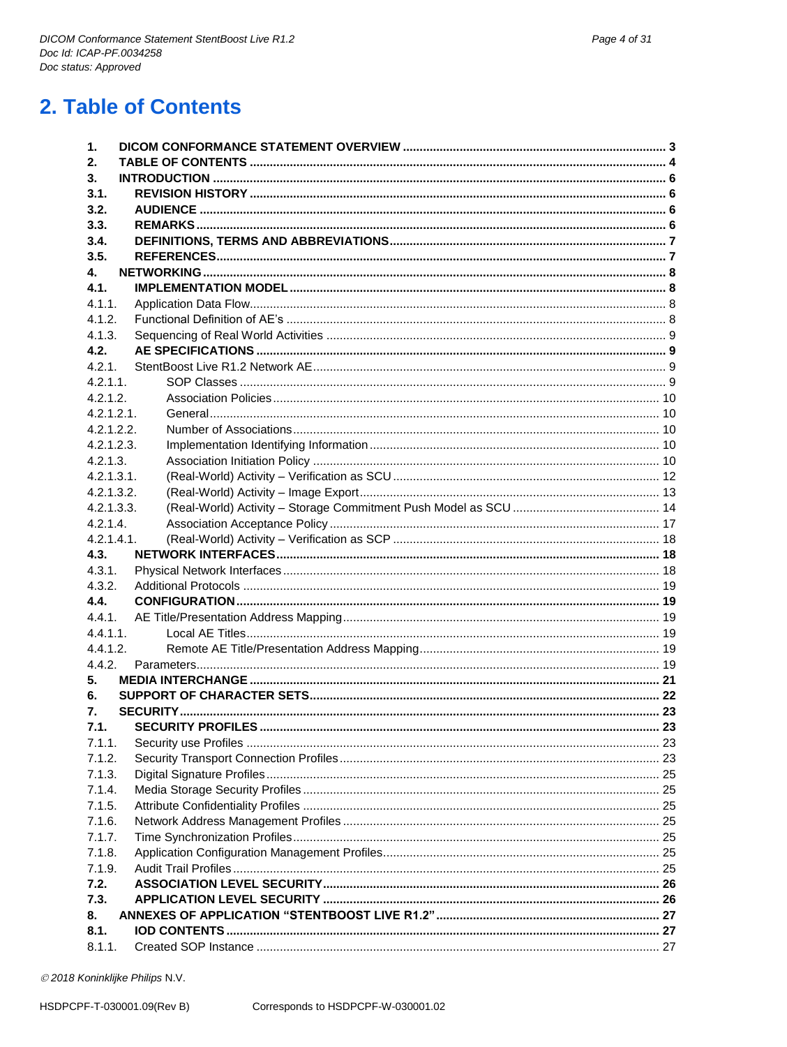# 2. Table of Contents

| | | |
|---|---|---|
| **1.** | **DICOM CONFORMANCE STATEMENT OVERVIEW** | **3** |
| **2.** | **TABLE OF CONTENTS** | **4** |
| **3.** | **INTRODUCTION** | **6** |
| **3.1.** | **REVISION HISTORY** | **6** |
| **3.2.** | **AUDIENCE** | **6** |
| **3.3.** | **REMARKS** | **6** |
| **3.4.** | **DEFINITIONS, TERMS AND ABBREVIATIONS** | **7** |
| **3.5.** | **REFERENCES** | **7** |
| **4.** | **NETWORKING** | **8** |
| **4.1.** | **IMPLEMENTATION MODEL** | **8** |
| 4.1.1. | Application Data Flow | 8 |
| 4.1.2. | Functional Definition of AE's | 8 |
| 4.1.3. | Sequencing of Real World Activities | 9 |
| **4.2.** | **AE SPECIFICATIONS** | **9** |
| 4.2.1. | StentBoost Live R1.2 Network AE | 9 |
| 4.2.1.1. | SOP Classes | 9 |
| 4.2.1.2. | Association Policies | 10 |
| 4.2.1.2.1. | General | 10 |
| 4.2.1.2.2. | Number of Associations | 10 |
| 4.2.1.2.3. | Implementation Identifying Information | 10 |
| 4.2.1.3. | Association Initiation Policy | 10 |
| 4.2.1.3.1. | (Real-World) Activity – Verification as SCU | 12 |
| 4.2.1.3.2. | (Real-World) Activity – Image Export | 13 |
| 4.2.1.3.3. | (Real-World) Activity – Storage Commitment Push Model as SCU | 14 |
| 4.2.1.4. | Association Acceptance Policy | 17 |
| 4.2.1.4.1. | (Real-World) Activity – Verification as SCP | 18 |
| **4.3.** | **NETWORK INTERFACES** | **18** |
| 4.3.1. | Physical Network Interfaces | 18 |
| 4.3.2. | Additional Protocols | 19 |
| **4.4.** | **CONFIGURATION** | **19** |
| 4.4.1. | AE Title/Presentation Address Mapping | 19 |
| 4.4.1.1. | Local AE Titles | 19 |
| 4.4.1.2. | Remote AE Title/Presentation Address Mapping | 19 |
| 4.4.2. | Parameters | 19 |
| **5.** | **MEDIA INTERCHANGE** | **21** |
| **6.** | **SUPPORT OF CHARACTER SETS** | **22** |
| **7.** | **SECURITY** | **23** |
| **7.1.** | **SECURITY PROFILES** | **23** |
| 7.1.1. | Security use Profiles | 23 |
| 7.1.2. | Security Transport Connection Profiles | 23 |
| 7.1.3. | Digital Signature Profiles | 25 |
| 7.1.4. | Media Storage Security Profiles | 25 |
| 7.1.5. | Attribute Confidentiality Profiles | 25 |
| 7.1.6. | Network Address Management Profiles | 25 |
| 7.1.7. | Time Synchronization Profiles | 25 |
| 7.1.8. | Application Configuration Management Profiles | 25 |
| 7.1.9. | Audit Trail Profiles | 25 |
| **7.2.** | **ASSOCIATION LEVEL SECURITY** | **26** |
| **7.3.** | **APPLICATION LEVEL SECURITY** | **26** |
| **8.** | **ANNEXES OF APPLICATION "STENTBOOST LIVE R1.2"** | **27** |
| **8.1.** | **IOD CONTENTS** | **27** |
| 8.1.1. | Created SOP Instance | 27 |

© 2018 Koninklijke Philips N.V.

HSDPCPF-T-030001.09(Rev B) Corresponds to HSDPCPF-W-030001.02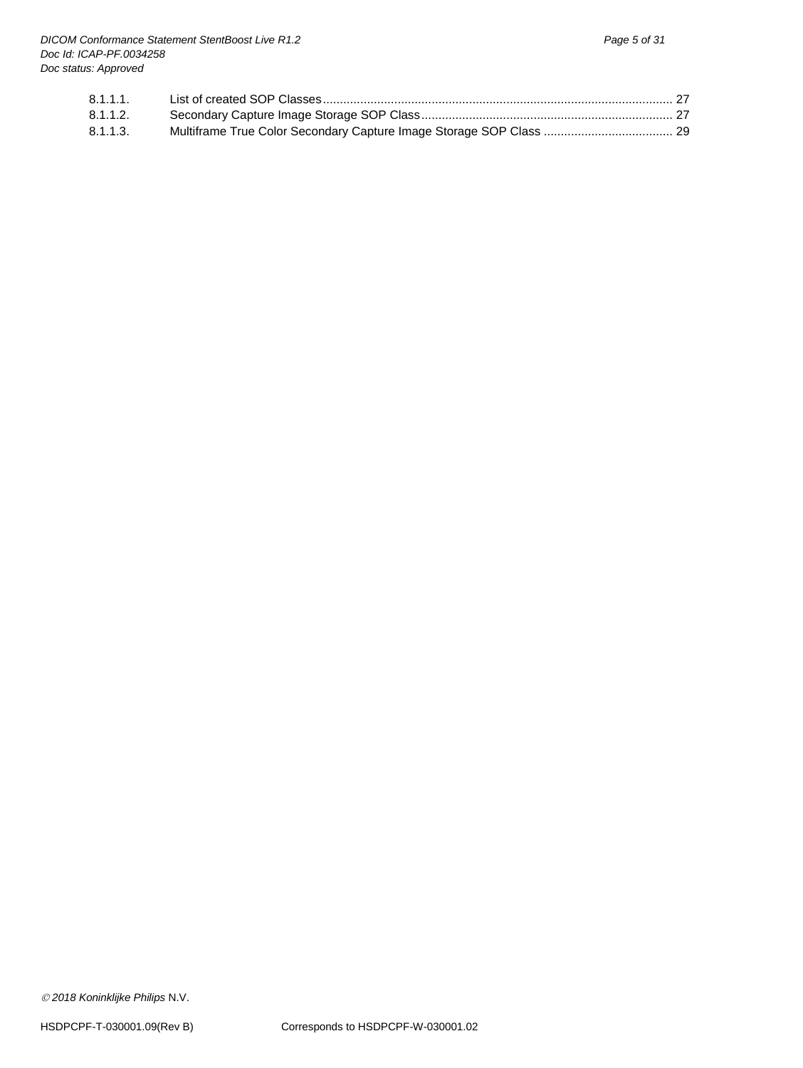8.1.1.1. List of created SOP Classes ..................................................................................................... 27
8.1.1.2. Secondary Capture Image Storage SOP Class ......................................................................... 27
8.1.1.3. Multiframe True Color Secondary Capture Image Storage SOP Class ...................................... 29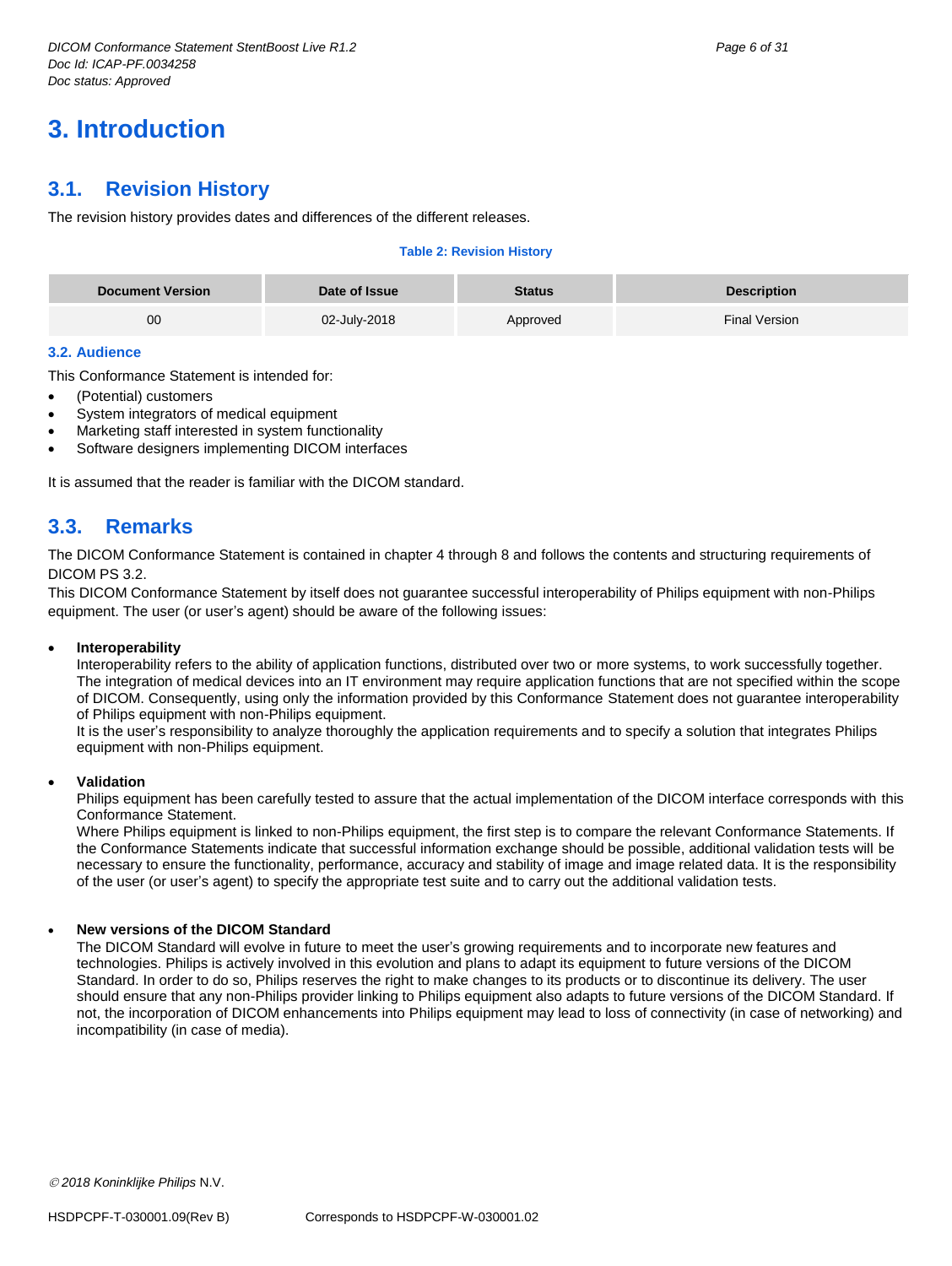# 3. Introduction

## 3.1. Revision History

The revision history provides dates and differences of the different releases.

**Table 2: Revision History**

| Document Version | Date of Issue | Status | Description |
|---|---|---|---|
| 00 | 02-July-2018 | Approved | Final Version |

### 3.2. Audience

This Conformance Statement is intended for:

- (Potential) customers
- System integrators of medical equipment
- Marketing staff interested in system functionality
- Software designers implementing DICOM interfaces

It is assumed that the reader is familiar with the DICOM standard.

## 3.3. Remarks

The DICOM Conformance Statement is contained in chapter 4 through 8 and follows the contents and structuring requirements of DICOM PS 3.2.
This DICOM Conformance Statement by itself does not guarantee successful interoperability of Philips equipment with non-Philips equipment. The user (or user's agent) should be aware of the following issues:

- **Interoperability**
  Interoperability refers to the ability of application functions, distributed over two or more systems, to work successfully together. The integration of medical devices into an IT environment may require application functions that are not specified within the scope of DICOM. Consequently, using only the information provided by this Conformance Statement does not guarantee interoperability of Philips equipment with non-Philips equipment.
  It is the user's responsibility to analyze thoroughly the application requirements and to specify a solution that integrates Philips equipment with non-Philips equipment.

- **Validation**
  Philips equipment has been carefully tested to assure that the actual implementation of the DICOM interface corresponds with this Conformance Statement.
  Where Philips equipment is linked to non-Philips equipment, the first step is to compare the relevant Conformance Statements. If the Conformance Statements indicate that successful information exchange should be possible, additional validation tests will be necessary to ensure the functionality, performance, accuracy and stability of image and image related data. It is the responsibility of the user (or user's agent) to specify the appropriate test suite and to carry out the additional validation tests.

- **New versions of the DICOM Standard**
  The DICOM Standard will evolve in future to meet the user's growing requirements and to incorporate new features and technologies. Philips is actively involved in this evolution and plans to adapt its equipment to future versions of the DICOM Standard. In order to do so, Philips reserves the right to make changes to its products or to discontinue its delivery. The user should ensure that any non-Philips provider linking to Philips equipment also adapts to future versions of the DICOM Standard. If not, the incorporation of DICOM enhancements into Philips equipment may lead to loss of connectivity (in case of networking) and incompatibility (in case of media).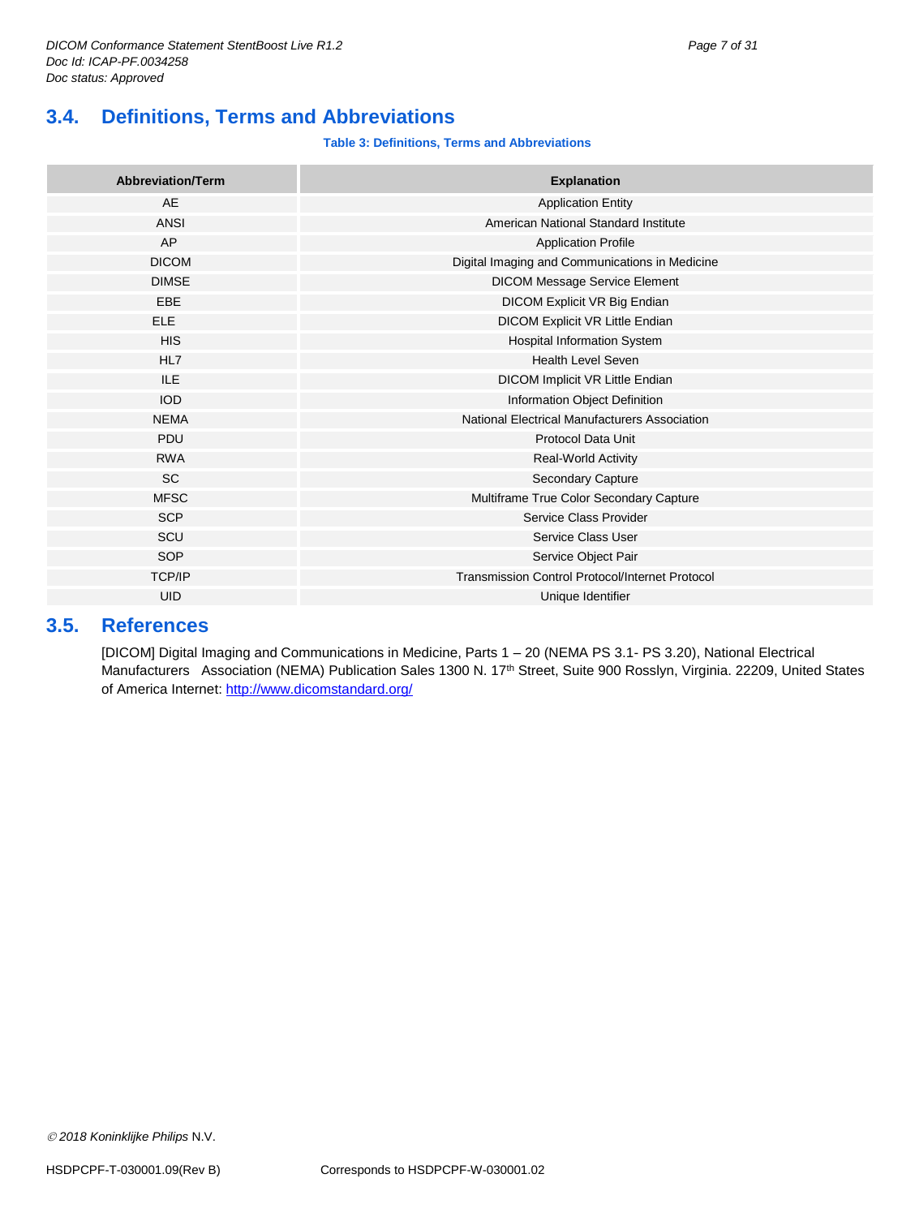## 3.4. Definitions, Terms and Abbreviations

**Table 3: Definitions, Terms and Abbreviations**

| Abbreviation/Term | Explanation |
|---|---|
| AE | Application Entity |
| ANSI | American National Standard Institute |
| AP | Application Profile |
| DICOM | Digital Imaging and Communications in Medicine |
| DIMSE | DICOM Message Service Element |
| EBE | DICOM Explicit VR Big Endian |
| ELE | DICOM Explicit VR Little Endian |
| HIS | Hospital Information System |
| HL7 | Health Level Seven |
| ILE | DICOM Implicit VR Little Endian |
| IOD | Information Object Definition |
| NEMA | National Electrical Manufacturers Association |
| PDU | Protocol Data Unit |
| RWA | Real-World Activity |
| SC | Secondary Capture |
| MFSC | Multiframe True Color Secondary Capture |
| SCP | Service Class Provider |
| SCU | Service Class User |
| SOP | Service Object Pair |
| TCP/IP | Transmission Control Protocol/Internet Protocol |
| UID | Unique Identifier |

## 3.5. References

[DICOM] Digital Imaging and Communications in Medicine, Parts 1 – 20 (NEMA PS 3.1- PS 3.20), National Electrical Manufacturers Association (NEMA) Publication Sales 1300 N. 17th Street, Suite 900 Rosslyn, Virginia. 22209, United States of America Internet: http://www.dicomstandard.org/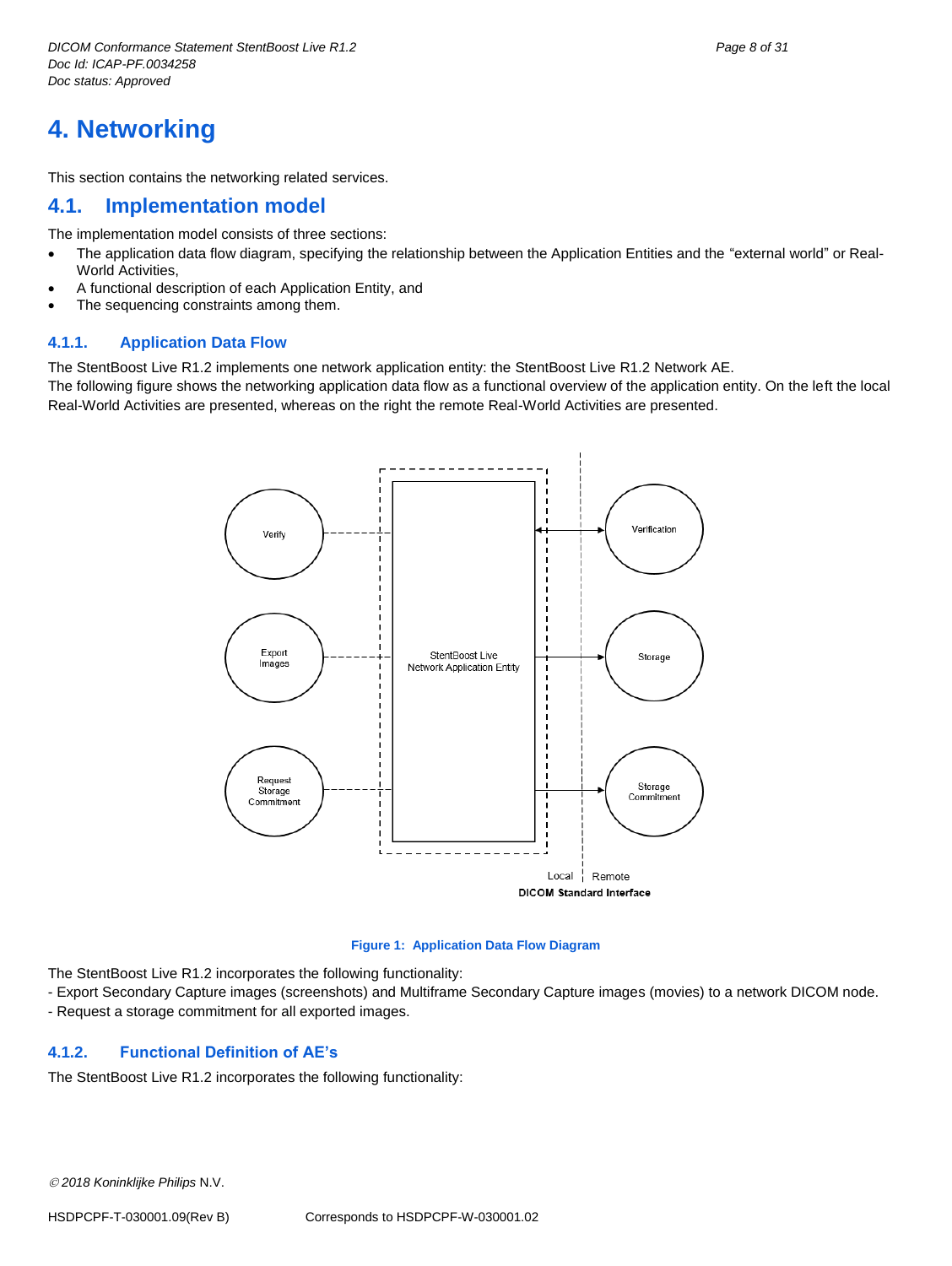# 4. Networking

This section contains the networking related services.

## 4.1. Implementation model

The implementation model consists of three sections:

- The application data flow diagram, specifying the relationship between the Application Entities and the "external world" or Real-World Activities,
- A functional description of each Application Entity, and
- The sequencing constraints among them.

### 4.1.1. Application Data Flow

The StentBoost Live R1.2 implements one network application entity: the StentBoost Live R1.2 Network AE.
The following figure shows the networking application data flow as a functional overview of the application entity. On the left the local Real-World Activities are presented, whereas on the right the remote Real-World Activities are presented.

Verify
Export Images
Request Storage Commitment
StentBoost Live Network Application Entity
Verification
Storage
Storage Commitment
Local
Remote
DICOM Standard Interface

**Figure 1: Application Data Flow Diagram**

The StentBoost Live R1.2 incorporates the following functionality:
- Export Secondary Capture images (screenshots) and Multiframe Secondary Capture images (movies) to a network DICOM node.
- Request a storage commitment for all exported images.

### 4.1.2. Functional Definition of AE's

The StentBoost Live R1.2 incorporates the following functionality: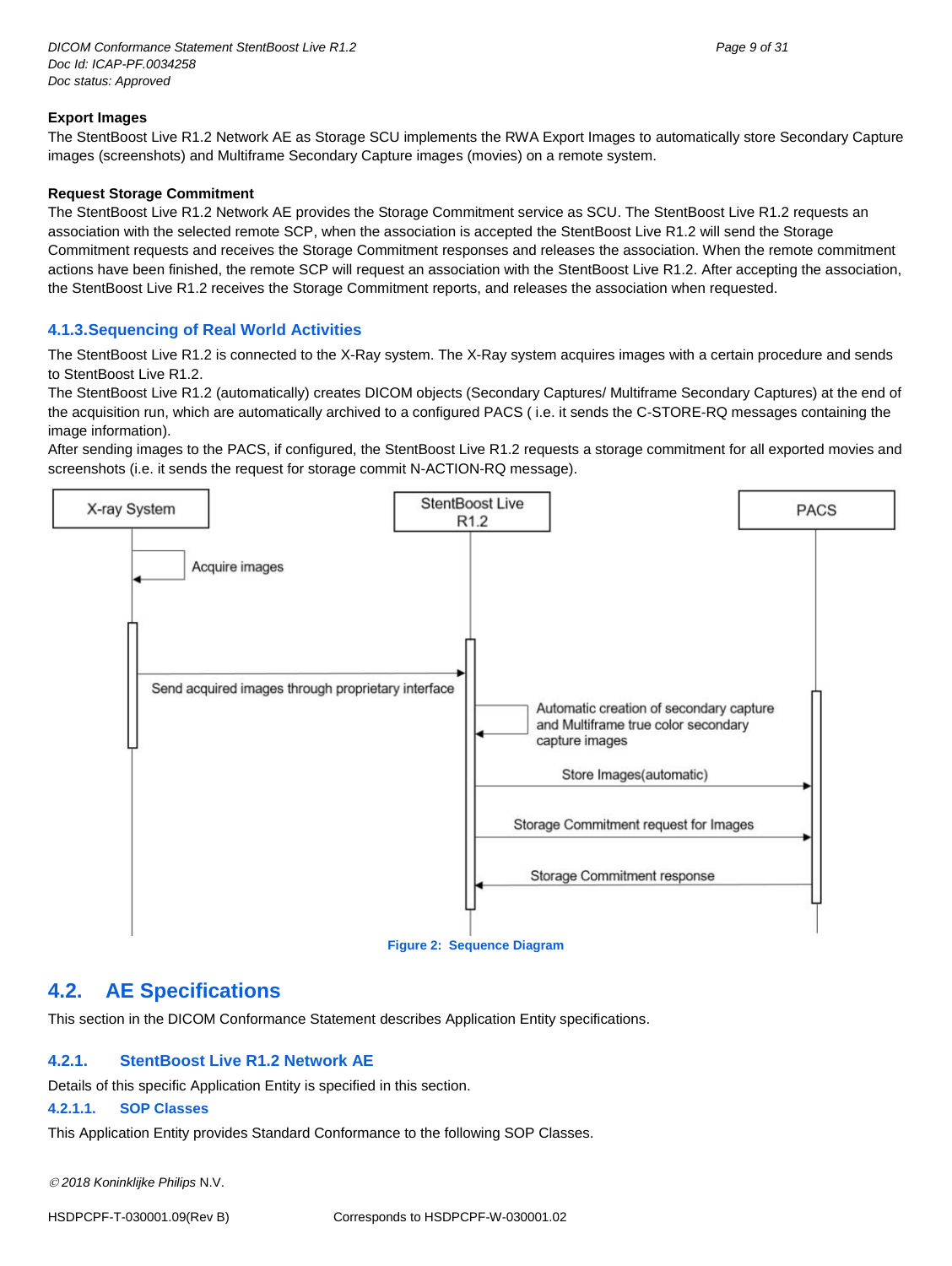**Export Images**

The StentBoost Live R1.2 Network AE as Storage SCU implements the RWA Export Images to automatically store Secondary Capture images (screenshots) and Multiframe Secondary Capture images (movies) on a remote system.

**Request Storage Commitment**

The StentBoost Live R1.2 Network AE provides the Storage Commitment service as SCU. The StentBoost Live R1.2 requests an association with the selected remote SCP, when the association is accepted the StentBoost Live R1.2 will send the Storage Commitment requests and receives the Storage Commitment responses and releases the association. When the remote commitment actions have been finished, the remote SCP will request an association with the StentBoost Live R1.2. After accepting the association, the StentBoost Live R1.2 receives the Storage Commitment reports, and releases the association when requested.

### 4.1.3. Sequencing of Real World Activities

The StentBoost Live R1.2 is connected to the X-Ray system. The X-Ray system acquires images with a certain procedure and sends to StentBoost Live R1.2.

The StentBoost Live R1.2 (automatically) creates DICOM objects (Secondary Captures/ Multiframe Secondary Captures) at the end of the acquisition run, which are automatically archived to a configured PACS ( i.e. it sends the C-STORE-RQ messages containing the image information).

After sending images to the PACS, if configured, the StentBoost Live R1.2 requests a storage commitment for all exported movies and screenshots (i.e. it sends the request for storage commit N-ACTION-RQ message).

X-ray System | StentBoost Live R1.2 | PACS

Acquire images

Send acquired images through proprietary interface

Automatic creation of secondary capture and Multiframe true color secondary capture images

Store Images(automatic)

Storage Commitment request for Images

Storage Commitment response

**Figure 2: Sequence Diagram**

## 4.2. AE Specifications

This section in the DICOM Conformance Statement describes Application Entity specifications.

### 4.2.1. StentBoost Live R1.2 Network AE

Details of this specific Application Entity is specified in this section.

#### 4.2.1.1. SOP Classes

This Application Entity provides Standard Conformance to the following SOP Classes.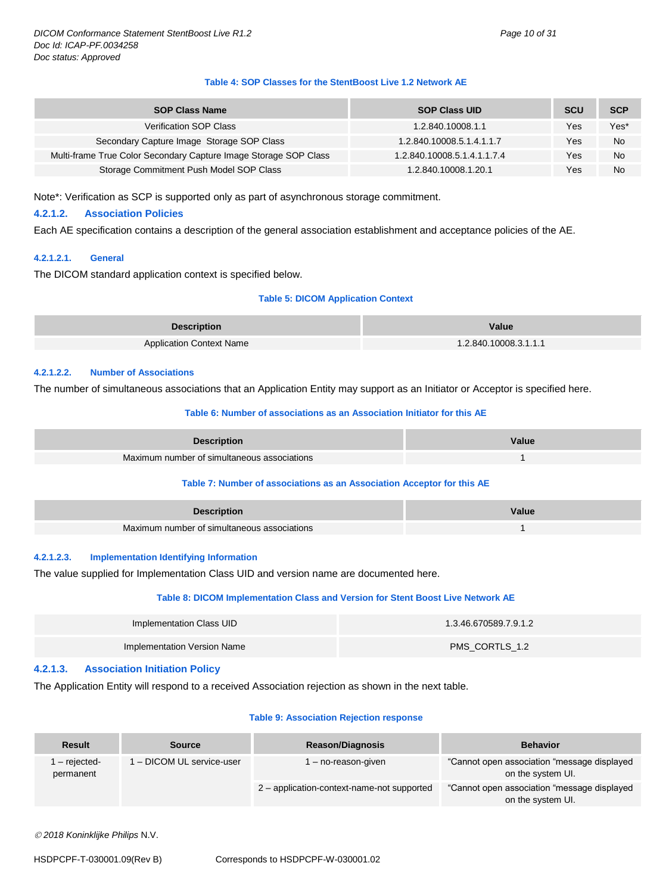**Table 4: SOP Classes for the StentBoost Live 1.2 Network AE**

| SOP Class Name | SOP Class UID | SCU | SCP |
|---|---|---|---|
| Verification SOP Class | 1.2.840.10008.1.1 | Yes | Yes* |
| Secondary Capture Image Storage SOP Class | 1.2.840.10008.5.1.4.1.1.7 | Yes | No |
| Multi-frame True Color Secondary Capture Image Storage SOP Class | 1.2.840.10008.5.1.4.1.1.7.4 | Yes | No |
| Storage Commitment Push Model SOP Class | 1.2.840.10008.1.20.1 | Yes | No |

Note*: Verification as SCP is supported only as part of asynchronous storage commitment.

### 4.2.1.2. Association Policies

Each AE specification contains a description of the general association establishment and acceptance policies of the AE.

#### 4.2.1.2.1. General

The DICOM standard application context is specified below.

**Table 5: DICOM Application Context**

| Description | Value |
|---|---|
| Application Context Name | 1.2.840.10008.3.1.1.1 |

#### 4.2.1.2.2. Number of Associations

The number of simultaneous associations that an Application Entity may support as an Initiator or Acceptor is specified here.

**Table 6: Number of associations as an Association Initiator for this AE**

| Description | Value |
|---|---|
| Maximum number of simultaneous associations | 1 |

**Table 7: Number of associations as an Association Acceptor for this AE**

| Description | Value |
|---|---|
| Maximum number of simultaneous associations | 1 |

#### 4.2.1.2.3. Implementation Identifying Information

The value supplied for Implementation Class UID and version name are documented here.

**Table 8: DICOM Implementation Class and Version for Stent Boost Live Network AE**

| | |
|---|---|
| Implementation Class UID | 1.3.46.670589.7.9.1.2 |
| Implementation Version Name | PMS_CORTLS_1.2 |

### 4.2.1.3. Association Initiation Policy

The Application Entity will respond to a received Association rejection as shown in the next table.

**Table 9: Association Rejection response**

| Result | Source | Reason/Diagnosis | Behavior |
|---|---|---|---|
| 1 – rejected-permanent | 1 – DICOM UL service-user | 1 – no-reason-given | "Cannot open association "message displayed on the system UI. |
| | | 2 – application-context-name-not supported | "Cannot open association "message displayed on the system UI. |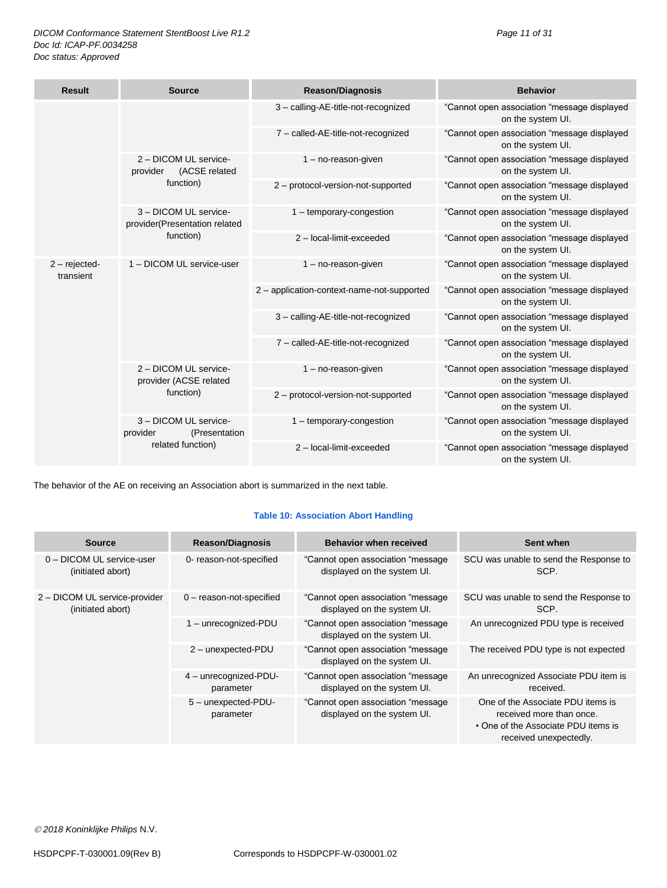| Result | Source | Reason/Diagnosis | Behavior |
|---|---|---|---|
| | | 3 – calling-AE-title-not-recognized | "Cannot open association "message displayed on the system UI. |
| | | 7 – called-AE-title-not-recognized | "Cannot open association "message displayed on the system UI. |
| | 2 – DICOM UL service-provider (ACSE related function) | 1 – no-reason-given | "Cannot open association "message displayed on the system UI. |
| | | 2 – protocol-version-not-supported | "Cannot open association "message displayed on the system UI. |
| | 3 – DICOM UL service-provider(Presentation related function) | 1 – temporary-congestion | "Cannot open association "message displayed on the system UI. |
| | | 2 – local-limit-exceeded | "Cannot open association "message displayed on the system UI. |
| 2 – rejected-transient | 1 – DICOM UL service-user | 1 – no-reason-given | "Cannot open association "message displayed on the system UI. |
| | | 2 – application-context-name-not-supported | "Cannot open association "message displayed on the system UI. |
| | | 3 – calling-AE-title-not-recognized | "Cannot open association "message displayed on the system UI. |
| | | 7 – called-AE-title-not-recognized | "Cannot open association "message displayed on the system UI. |
| | 2 – DICOM UL service-provider (ACSE related function) | 1 – no-reason-given | "Cannot open association "message displayed on the system UI. |
| | | 2 – protocol-version-not-supported | "Cannot open association "message displayed on the system UI. |
| | 3 – DICOM UL service-provider (Presentation related function) | 1 – temporary-congestion | "Cannot open association "message displayed on the system UI. |
| | | 2 – local-limit-exceeded | "Cannot open association "message displayed on the system UI. |

The behavior of the AE on receiving an Association abort is summarized in the next table.

**Table 10: Association Abort Handling**

| Source | Reason/Diagnosis | Behavior when received | Sent when |
|---|---|---|---|
| 0 – DICOM UL service-user (initiated abort) | 0- reason-not-specified | "Cannot open association "message displayed on the system UI. | SCU was unable to send the Response to SCP. |
| 2 – DICOM UL service-provider (initiated abort) | 0 – reason-not-specified | "Cannot open association "message displayed on the system UI. | SCU was unable to send the Response to SCP. |
| | 1 – unrecognized-PDU | "Cannot open association "message displayed on the system UI. | An unrecognized PDU type is received |
| | 2 – unexpected-PDU | "Cannot open association "message displayed on the system UI. | The received PDU type is not expected |
| | 4 – unrecognized-PDU-parameter | "Cannot open association "message displayed on the system UI. | An unrecognized Associate PDU item is received. |
| | 5 – unexpected-PDU-parameter | "Cannot open association "message displayed on the system UI. | One of the Associate PDU items is received more than once. • One of the Associate PDU items is received unexpectedly. |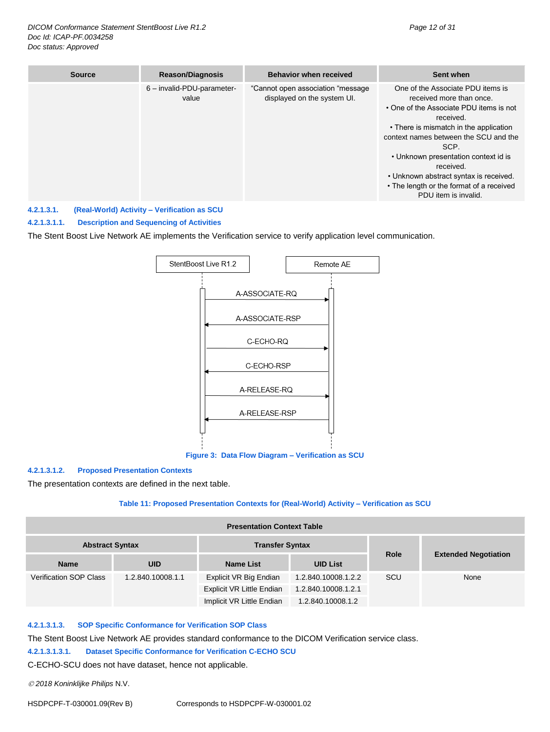| Source | Reason/Diagnosis | Behavior when received | Sent when |
|---|---|---|---|
| | 6 – invalid-PDU-parameter-value | "Cannot open association "message displayed on the system UI. | One of the Associate PDU items is received more than once.<br>• One of the Associate PDU items is not received.<br>• There is mismatch in the application context names between the SCU and the SCP.<br>• Unknown presentation context id is received.<br>• Unknown abstract syntax is received.<br>• The length or the format of a received PDU item is invalid. |

#### 4.2.1.3.1. (Real-World) Activity – Verification as SCU

##### 4.2.1.3.1.1. Description and Sequencing of Activities

The Stent Boost Live Network AE implements the Verification service to verify application level communication.

```
StentBoost Live R1.2          Remote AE
        |  A-ASSOCIATE-RQ   ->  |
        |  <- A-ASSOCIATE-RSP   |
        |  C-ECHO-RQ        ->  |
        |  <- C-ECHO-RSP        |
        |  A-RELEASE-RQ     ->  |
        |  <- A-RELEASE-RSP     |
```

Figure 3: Data Flow Diagram – Verification as SCU

##### 4.2.1.3.1.2. Proposed Presentation Contexts

The presentation contexts are defined in the next table.

Table 11: Proposed Presentation Contexts for (Real-World) Activity – Verification as SCU

| Presentation Context Table | | | | | |
|---|---|---|---|---|---|
| Abstract Syntax | | Transfer Syntax | | Role | Extended Negotiation |
| Name | UID | Name List | UID List | | |
| Verification SOP Class | 1.2.840.10008.1.1 | Explicit VR Big Endian | 1.2.840.10008.1.2.2 | SCU | None |
| | | Explicit VR Little Endian | 1.2.840.10008.1.2.1 | | |
| | | Implicit VR Little Endian | 1.2.840.10008.1.2 | | |

##### 4.2.1.3.1.3. SOP Specific Conformance for Verification SOP Class

The Stent Boost Live Network AE provides standard conformance to the DICOM Verification service class.

###### 4.2.1.3.1.3.1. Dataset Specific Conformance for Verification C-ECHO SCU

C-ECHO-SCU does not have dataset, hence not applicable.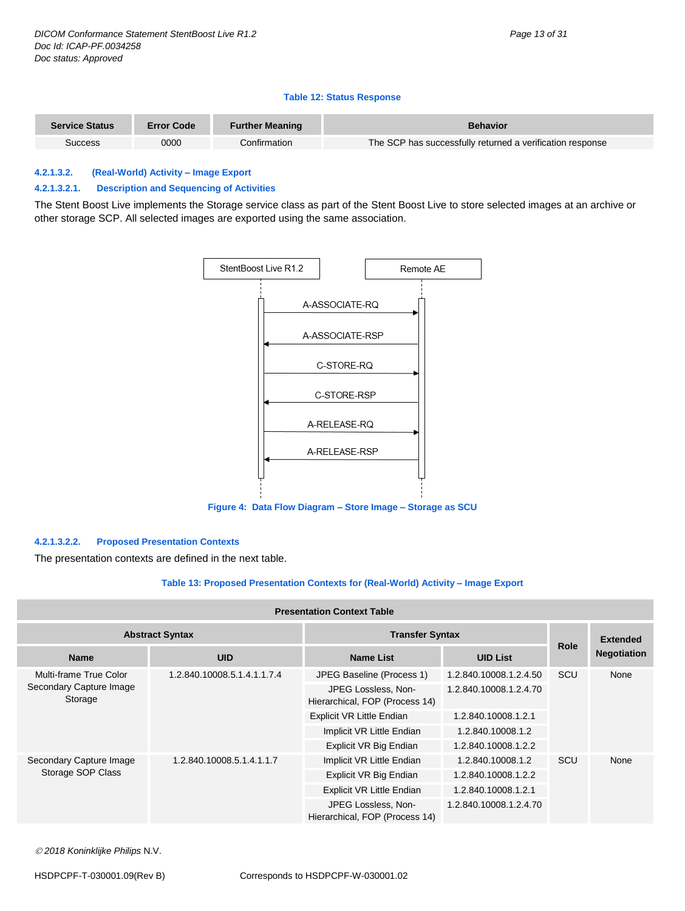**Table 12: Status Response**

| Service Status | Error Code | Further Meaning | Behavior |
|---|---|---|---|
| Success | 0000 | Confirmation | The SCP has successfully returned a verification response |

#### 4.2.1.3.2. (Real-World) Activity – Image Export

##### 4.2.1.3.2.1. Description and Sequencing of Activities

The Stent Boost Live implements the Storage service class as part of the Stent Boost Live to store selected images at an archive or other storage SCP. All selected images are exported using the same association.

StentBoost Live R1.2 → Remote AE: A-ASSOCIATE-RQ
Remote AE → StentBoost Live R1.2: A-ASSOCIATE-RSP
StentBoost Live R1.2 → Remote AE: C-STORE-RQ
Remote AE → StentBoost Live R1.2: C-STORE-RSP
StentBoost Live R1.2 → Remote AE: A-RELEASE-RQ
Remote AE → StentBoost Live R1.2: A-RELEASE-RSP

**Figure 4: Data Flow Diagram – Store Image – Storage as SCU**

##### 4.2.1.3.2.2. Proposed Presentation Contexts

The presentation contexts are defined in the next table.

**Table 13: Proposed Presentation Contexts for (Real-World) Activity – Image Export**

| Presentation Context Table | | | | | |
|---|---|---|---|---|---|
| Abstract Syntax | | Transfer Syntax | | Role | Extended Negotiation |
| Name | UID | Name List | UID List | | |
| Multi-frame True Color Secondary Capture Image Storage | 1.2.840.10008.5.1.4.1.1.7.4 | JPEG Baseline (Process 1) | 1.2.840.10008.1.2.4.50 | SCU | None |
| | | JPEG Lossless, Non-Hierarchical, FOP (Process 14) | 1.2.840.10008.1.2.4.70 | | |
| | | Explicit VR Little Endian | 1.2.840.10008.1.2.1 | | |
| | | Implicit VR Little Endian | 1.2.840.10008.1.2 | | |
| | | Explicit VR Big Endian | 1.2.840.10008.1.2.2 | | |
| Secondary Capture Image Storage SOP Class | 1.2.840.10008.5.1.4.1.1.7 | Implicit VR Little Endian | 1.2.840.10008.1.2 | SCU | None |
| | | Explicit VR Big Endian | 1.2.840.10008.1.2.2 | | |
| | | Explicit VR Little Endian | 1.2.840.10008.1.2.1 | | |
| | | JPEG Lossless, Non-Hierarchical, FOP (Process 14) | 1.2.840.10008.1.2.4.70 | | |

© 2018 Koninklijke Philips N.V.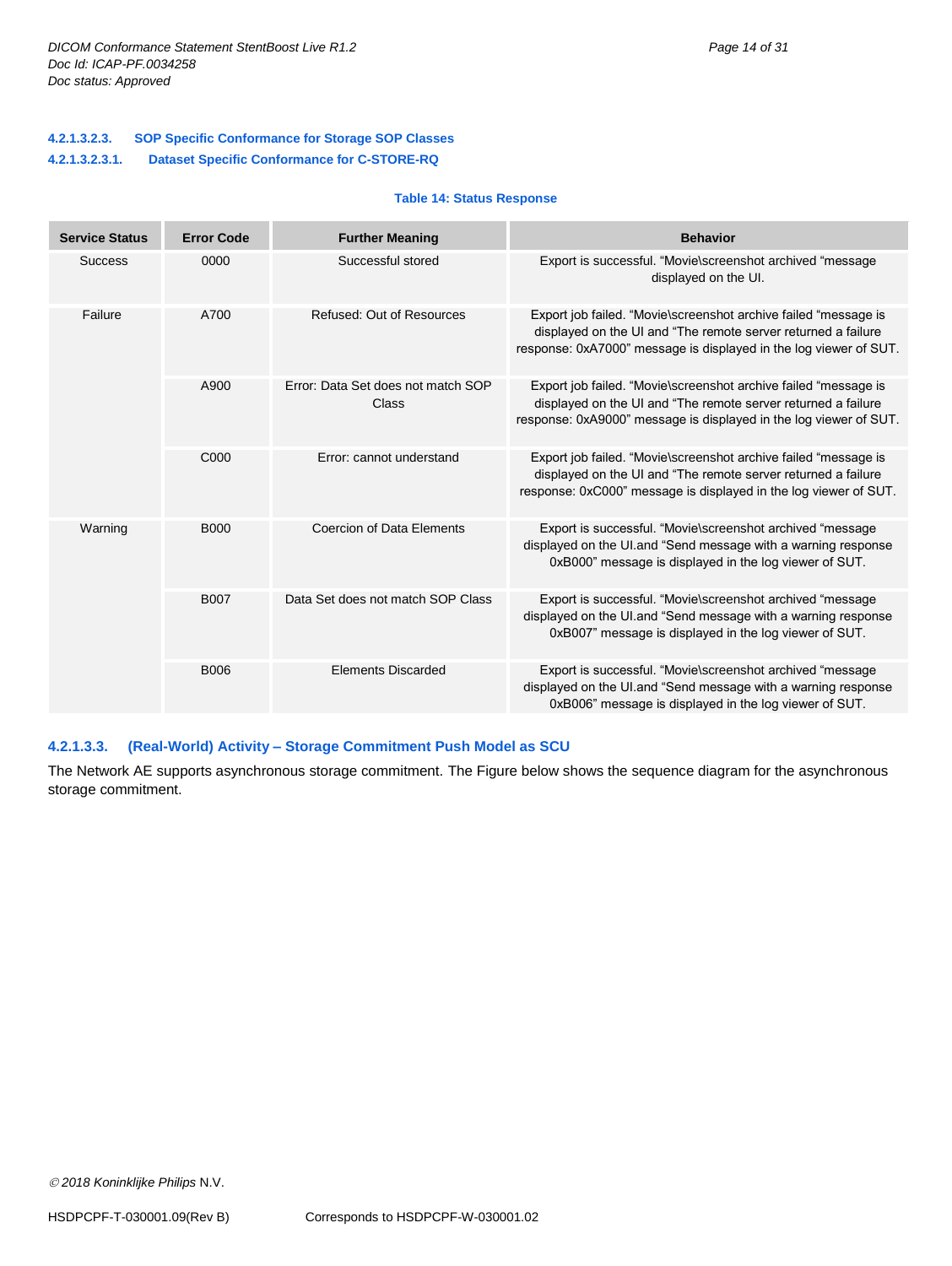#### 4.2.1.3.2.3. SOP Specific Conformance for Storage SOP Classes

##### 4.2.1.3.2.3.1. Dataset Specific Conformance for C-STORE-RQ

**Table 14: Status Response**

| Service Status | Error Code | Further Meaning | Behavior |
|---|---|---|---|
| Success | 0000 | Successful stored | Export is successful. "Movie\screenshot archived "message displayed on the UI. |
| Failure | A700 | Refused: Out of Resources | Export job failed. "Movie\screenshot archive failed "message is displayed on the UI and "The remote server returned a failure response: 0xA7000" message is displayed in the log viewer of SUT. |
| | A900 | Error: Data Set does not match SOP Class | Export job failed. "Movie\screenshot archive failed "message is displayed on the UI and "The remote server returned a failure response: 0xA9000" message is displayed in the log viewer of SUT. |
| | C000 | Error: cannot understand | Export job failed. "Movie\screenshot archive failed "message is displayed on the UI and "The remote server returned a failure response: 0xC000" message is displayed in the log viewer of SUT. |
| Warning | B000 | Coercion of Data Elements | Export is successful. "Movie\screenshot archived "message displayed on the UI.and "Send message with a warning response 0xB000" message is displayed in the log viewer of SUT. |
| | B007 | Data Set does not match SOP Class | Export is successful. "Movie\screenshot archived "message displayed on the UI.and "Send message with a warning response 0xB007" message is displayed in the log viewer of SUT. |
| | B006 | Elements Discarded | Export is successful. "Movie\screenshot archived "message displayed on the UI.and "Send message with a warning response 0xB006" message is displayed in the log viewer of SUT. |

#### 4.2.1.3.3. (Real-World) Activity – Storage Commitment Push Model as SCU

The Network AE supports asynchronous storage commitment. The Figure below shows the sequence diagram for the asynchronous storage commitment.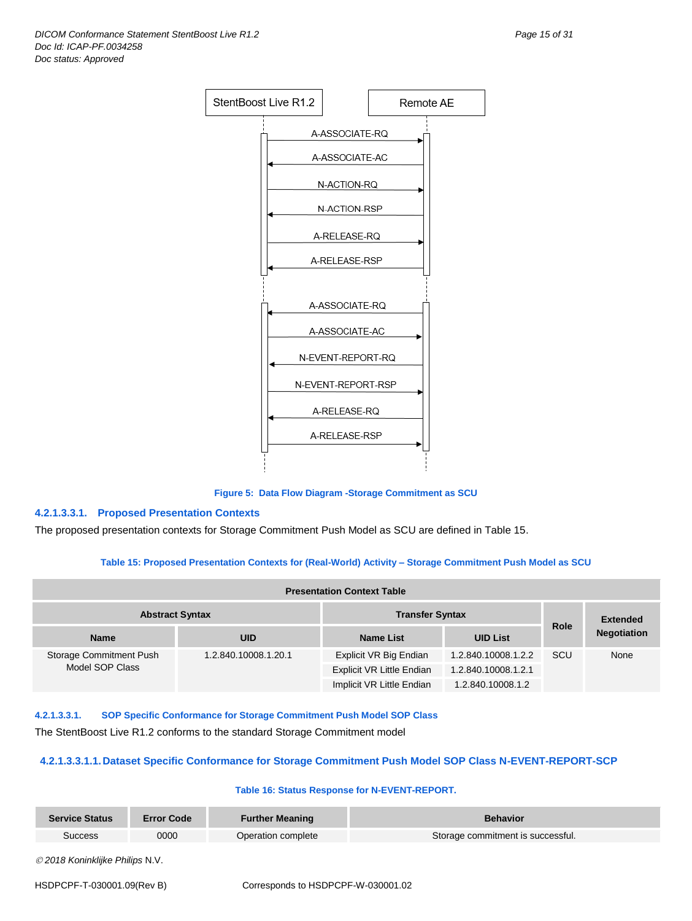StentBoost Live R1.2 | Remote AE

A-ASSOCIATE-RQ
A-ASSOCIATE-AC
N-ACTION-RQ
N-ACTION-RSP
A-RELEASE-RQ
A-RELEASE-RSP

A-ASSOCIATE-RQ
A-ASSOCIATE-AC
N-EVENT-REPORT-RQ
N-EVENT-REPORT-RSP
A-RELEASE-RQ
A-RELEASE-RSP

**Figure 5: Data Flow Diagram -Storage Commitment as SCU**

#### 4.2.1.3.3.1. Proposed Presentation Contexts

The proposed presentation contexts for Storage Commitment Push Model as SCU are defined in Table 15.

**Table 15: Proposed Presentation Contexts for (Real-World) Activity – Storage Commitment Push Model as SCU**

| Presentation Context Table | | | | | |
|---|---|---|---|---|---|
| Abstract Syntax | | Transfer Syntax | | Role | Extended Negotiation |
| Name | UID | Name List | UID List | | |
| Storage Commitment Push Model SOP Class | 1.2.840.10008.1.20.1 | Explicit VR Big Endian | 1.2.840.10008.1.2.2 | SCU | None |
| | | Explicit VR Little Endian | 1.2.840.10008.1.2.1 | | |
| | | Implicit VR Little Endian | 1.2.840.10008.1.2 | | |

#### 4.2.1.3.3.1. SOP Specific Conformance for Storage Commitment Push Model SOP Class

The StentBoost Live R1.2 conforms to the standard Storage Commitment model

##### 4.2.1.3.3.1.1. Dataset Specific Conformance for Storage Commitment Push Model SOP Class N-EVENT-REPORT-SCP

**Table 16: Status Response for N-EVENT-REPORT.**

| Service Status | Error Code | Further Meaning | Behavior |
|---|---|---|---|
| Success | 0000 | Operation complete | Storage commitment is successful. |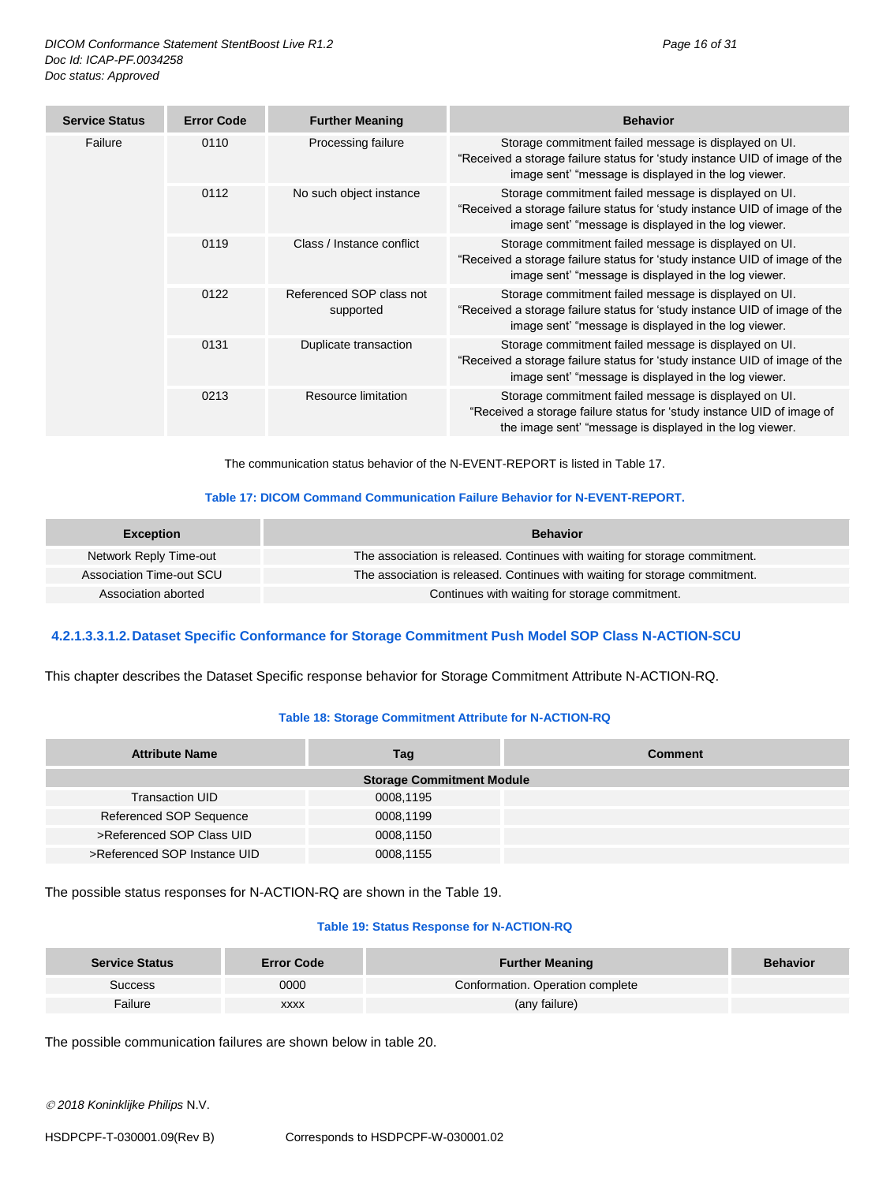| Service Status | Error Code | Further Meaning | Behavior |
|---|---|---|---|
| Failure | 0110 | Processing failure | Storage commitment failed message is displayed on UI. “Received a storage failure status for ‘study instance UID of image of the image sent’ “message is displayed in the log viewer. |
| | 0112 | No such object instance | Storage commitment failed message is displayed on UI. “Received a storage failure status for ‘study instance UID of image of the image sent’ “message is displayed in the log viewer. |
| | 0119 | Class / Instance conflict | Storage commitment failed message is displayed on UI. “Received a storage failure status for ‘study instance UID of image of the image sent’ “message is displayed in the log viewer. |
| | 0122 | Referenced SOP class not supported | Storage commitment failed message is displayed on UI. “Received a storage failure status for ‘study instance UID of image of the image sent’ “message is displayed in the log viewer. |
| | 0131 | Duplicate transaction | Storage commitment failed message is displayed on UI. “Received a storage failure status for ‘study instance UID of image of the image sent’ “message is displayed in the log viewer. |
| | 0213 | Resource limitation | Storage commitment failed message is displayed on UI. “Received a storage failure status for ‘study instance UID of image of the image sent’ “message is displayed in the log viewer. |

The communication status behavior of the N-EVENT-REPORT is listed in Table 17.

**Table 17: DICOM Command Communication Failure Behavior for N-EVENT-REPORT.**

| Exception | Behavior |
|---|---|
| Network Reply Time-out | The association is released. Continues with waiting for storage commitment. |
| Association Time-out SCU | The association is released. Continues with waiting for storage commitment. |
| Association aborted | Continues with waiting for storage commitment. |

#### 4.2.1.3.3.1.2. Dataset Specific Conformance for Storage Commitment Push Model SOP Class N-ACTION-SCU

This chapter describes the Dataset Specific response behavior for Storage Commitment Attribute N-ACTION-RQ.

**Table 18: Storage Commitment Attribute for N-ACTION-RQ**

| Attribute Name | Tag | Comment |
|---|---|---|
| **Storage Commitment Module** | | |
| Transaction UID | 0008,1195 | |
| Referenced SOP Sequence | 0008,1199 | |
| >Referenced SOP Class UID | 0008,1150 | |
| >Referenced SOP Instance UID | 0008,1155 | |

The possible status responses for N-ACTION-RQ are shown in the Table 19.

**Table 19: Status Response for N-ACTION-RQ**

| Service Status | Error Code | Further Meaning | Behavior |
|---|---|---|---|
| Success | 0000 | Conformation. Operation complete | |
| Failure | xxxx | (any failure) | |

The possible communication failures are shown below in table 20.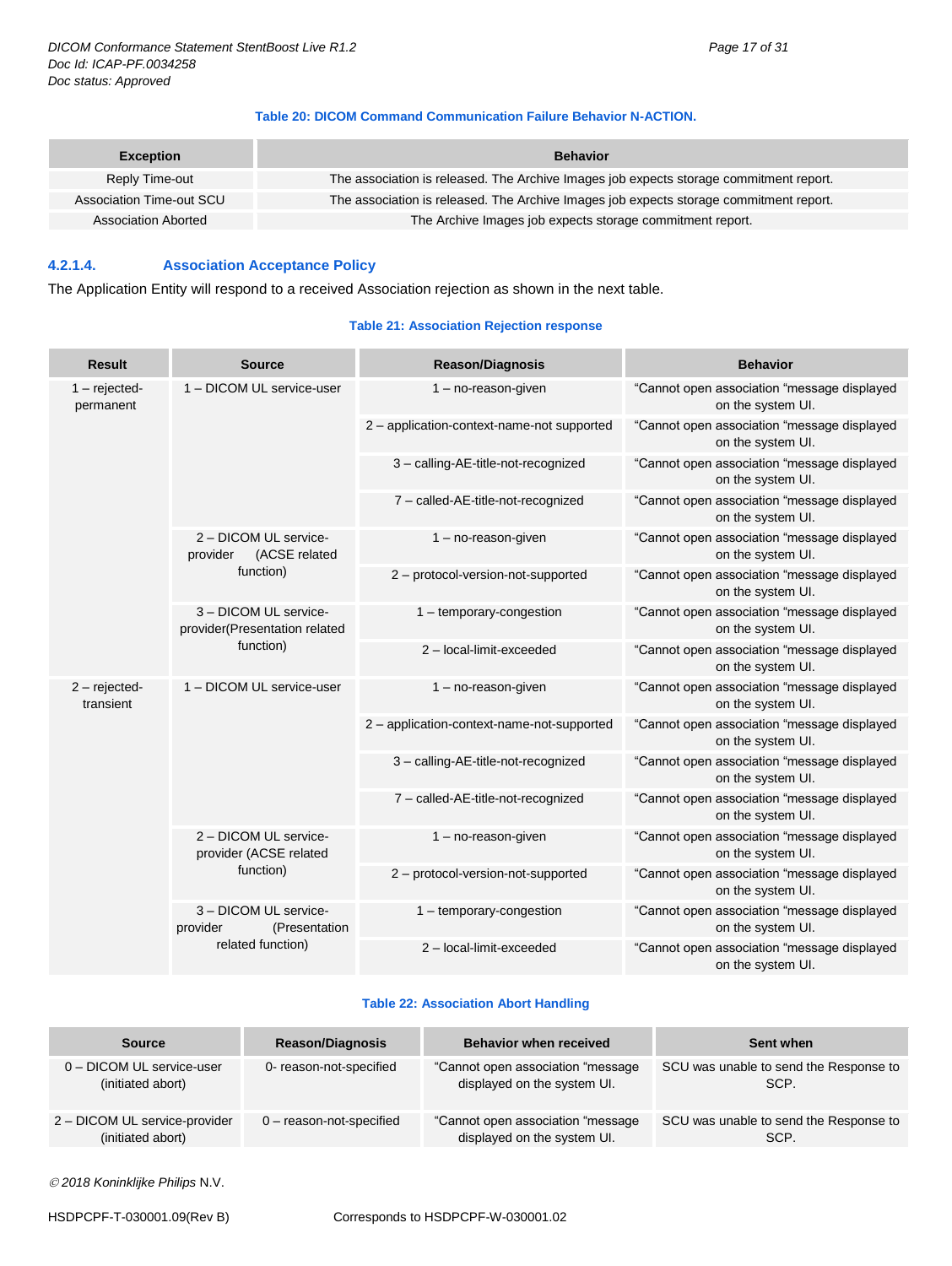**Table 20: DICOM Command Communication Failure Behavior N-ACTION.**

| Exception | Behavior |
|---|---|
| Reply Time-out | The association is released. The Archive Images job expects storage commitment report. |
| Association Time-out SCU | The association is released. The Archive Images job expects storage commitment report. |
| Association Aborted | The Archive Images job expects storage commitment report. |

#### 4.2.1.4. Association Acceptance Policy

The Application Entity will respond to a received Association rejection as shown in the next table.

**Table 21: Association Rejection response**

| Result | Source | Reason/Diagnosis | Behavior |
|---|---|---|---|
| 1 – rejected-permanent | 1 – DICOM UL service-user | 1 – no-reason-given | "Cannot open association "message displayed on the system UI. |
| | | 2 – application-context-name-not supported | "Cannot open association "message displayed on the system UI. |
| | | 3 – calling-AE-title-not-recognized | "Cannot open association "message displayed on the system UI. |
| | | 7 – called-AE-title-not-recognized | "Cannot open association "message displayed on the system UI. |
| | 2 – DICOM UL service-provider (ACSE related function) | 1 – no-reason-given | "Cannot open association "message displayed on the system UI. |
| | | 2 – protocol-version-not-supported | "Cannot open association "message displayed on the system UI. |
| | 3 – DICOM UL service-provider(Presentation related function) | 1 – temporary-congestion | "Cannot open association "message displayed on the system UI. |
| | | 2 – local-limit-exceeded | "Cannot open association "message displayed on the system UI. |
| 2 – rejected-transient | 1 – DICOM UL service-user | 1 – no-reason-given | "Cannot open association "message displayed on the system UI. |
| | | 2 – application-context-name-not-supported | "Cannot open association "message displayed on the system UI. |
| | | 3 – calling-AE-title-not-recognized | "Cannot open association "message displayed on the system UI. |
| | | 7 – called-AE-title-not-recognized | "Cannot open association "message displayed on the system UI. |
| | 2 – DICOM UL service-provider (ACSE related function) | 1 – no-reason-given | "Cannot open association "message displayed on the system UI. |
| | | 2 – protocol-version-not-supported | "Cannot open association "message displayed on the system UI. |
| | 3 – DICOM UL service-provider (Presentation related function) | 1 – temporary-congestion | "Cannot open association "message displayed on the system UI. |
| | | 2 – local-limit-exceeded | "Cannot open association "message displayed on the system UI. |

**Table 22: Association Abort Handling**

| Source | Reason/Diagnosis | Behavior when received | Sent when |
|---|---|---|---|
| 0 – DICOM UL service-user (initiated abort) | 0- reason-not-specified | "Cannot open association "message displayed on the system UI. | SCU was unable to send the Response to SCP. |
| 2 – DICOM UL service-provider (initiated abort) | 0 – reason-not-specified | "Cannot open association "message displayed on the system UI. | SCU was unable to send the Response to SCP. |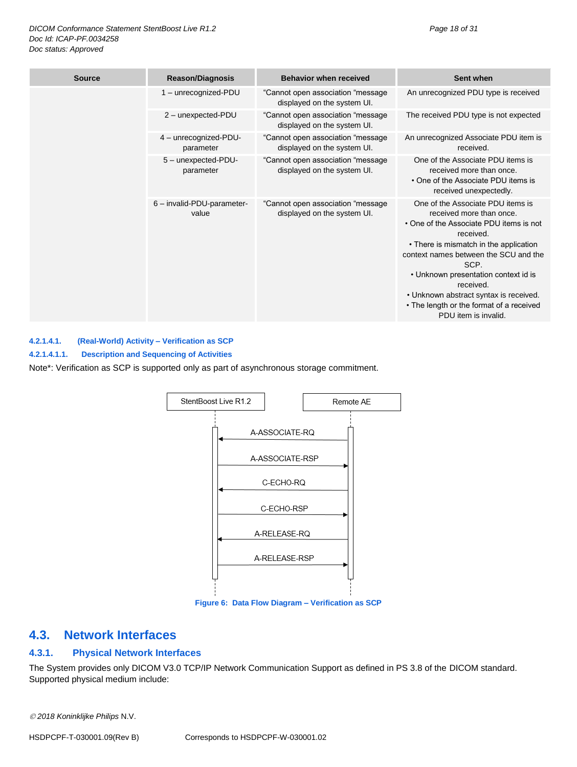| Source | Reason/Diagnosis | Behavior when received | Sent when |
|---|---|---|---|
| | 1 – unrecognized-PDU | "Cannot open association "message displayed on the system UI. | An unrecognized PDU type is received |
| | 2 – unexpected-PDU | "Cannot open association "message displayed on the system UI. | The received PDU type is not expected |
| | 4 – unrecognized-PDU-parameter | "Cannot open association "message displayed on the system UI. | An unrecognized Associate PDU item is received. |
| | 5 – unexpected-PDU-parameter | "Cannot open association "message displayed on the system UI. | One of the Associate PDU items is received more than once. • One of the Associate PDU items is received unexpectedly. |
| | 6 – invalid-PDU-parameter-value | "Cannot open association "message displayed on the system UI. | One of the Associate PDU items is received more than once. • One of the Associate PDU items is not received. • There is mismatch in the application context names between the SCU and the SCP. • Unknown presentation context id is received. • Unknown abstract syntax is received. • The length or the format of a received PDU item is invalid. |

##### 4.2.1.4.1. (Real-World) Activity – Verification as SCP

###### 4.2.1.4.1.1. Description and Sequencing of Activities

Note*: Verification as SCP is supported only as part of asynchronous storage commitment.

| StentBoost Live R1.2 | | Remote AE |
|---|---|---|
| | ← A-ASSOCIATE-RQ | |
| | A-ASSOCIATE-RSP → | |
| | ← C-ECHO-RQ | |
| | C-ECHO-RSP → | |
| | ← A-RELEASE-RQ | |
| | A-RELEASE-RSP → | |

Figure 6: Data Flow Diagram – Verification as SCP

## 4.3. Network Interfaces

### 4.3.1. Physical Network Interfaces

The System provides only DICOM V3.0 TCP/IP Network Communication Support as defined in PS 3.8 of the DICOM standard. Supported physical medium include: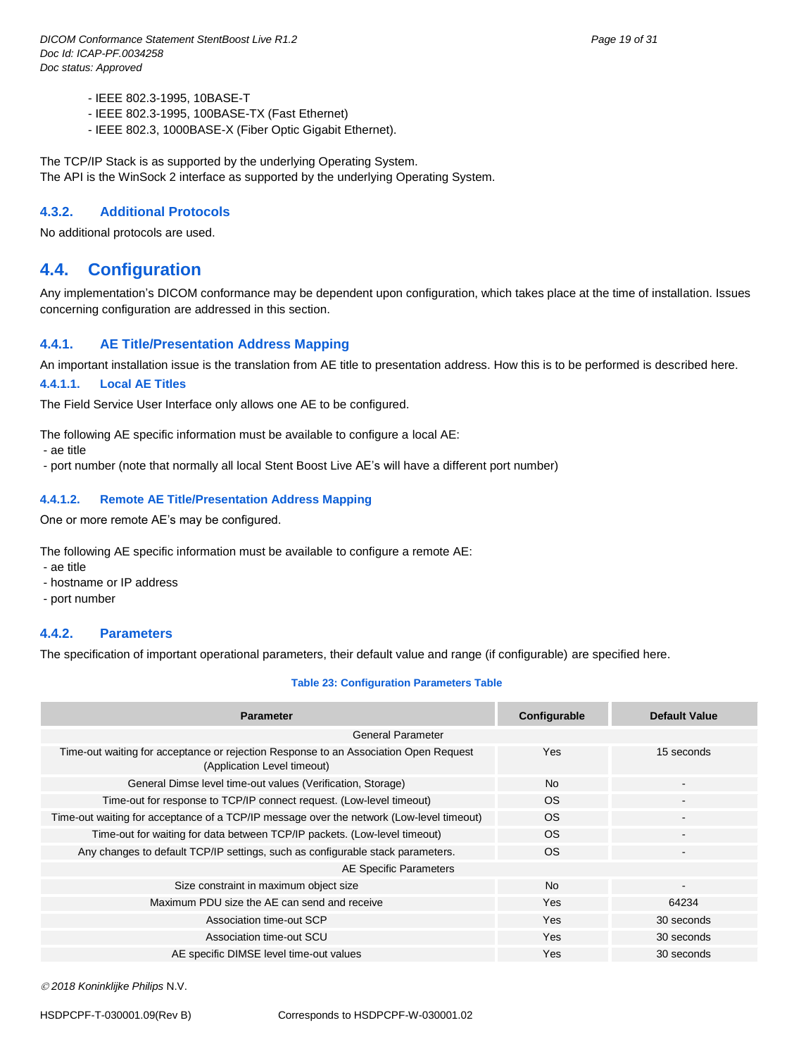- IEEE 802.3-1995, 10BASE-T
- IEEE 802.3-1995, 100BASE-TX (Fast Ethernet)
- IEEE 802.3, 1000BASE-X (Fiber Optic Gigabit Ethernet).

The TCP/IP Stack is as supported by the underlying Operating System.
The API is the WinSock 2 interface as supported by the underlying Operating System.

### 4.3.2. Additional Protocols

No additional protocols are used.

## 4.4. Configuration

Any implementation's DICOM conformance may be dependent upon configuration, which takes place at the time of installation. Issues concerning configuration are addressed in this section.

### 4.4.1. AE Title/Presentation Address Mapping

An important installation issue is the translation from AE title to presentation address. How this is to be performed is described here.

#### 4.4.1.1. Local AE Titles

The Field Service User Interface only allows one AE to be configured.

The following AE specific information must be available to configure a local AE:
- ae title
- port number (note that normally all local Stent Boost Live AE's will have a different port number)

#### 4.4.1.2. Remote AE Title/Presentation Address Mapping

One or more remote AE's may be configured.

The following AE specific information must be available to configure a remote AE:
- ae title
- hostname or IP address
- port number

### 4.4.2. Parameters

The specification of important operational parameters, their default value and range (if configurable) are specified here.

**Table 23: Configuration Parameters Table**

| Parameter | Configurable | Default Value |
|---|---|---|
| General Parameter | | |
| Time-out waiting for acceptance or rejection Response to an Association Open Request (Application Level timeout) | Yes | 15 seconds |
| General Dimse level time-out values (Verification, Storage) | No | - |
| Time-out for response to TCP/IP connect request. (Low-level timeout) | OS | - |
| Time-out waiting for acceptance of a TCP/IP message over the network (Low-level timeout) | OS | - |
| Time-out for waiting for data between TCP/IP packets. (Low-level timeout) | OS | - |
| Any changes to default TCP/IP settings, such as configurable stack parameters. | OS | - |
| AE Specific Parameters | | |
| Size constraint in maximum object size | No | - |
| Maximum PDU size the AE can send and receive | Yes | 64234 |
| Association time-out SCP | Yes | 30 seconds |
| Association time-out SCU | Yes | 30 seconds |
| AE specific DIMSE level time-out values | Yes | 30 seconds |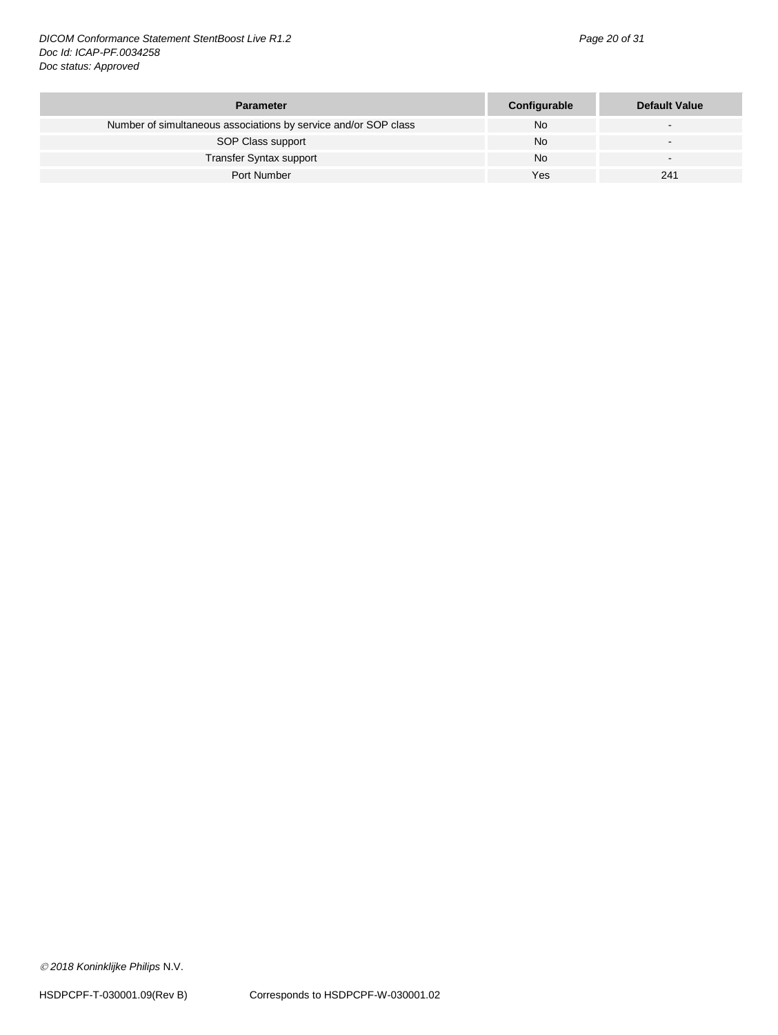| Parameter | Configurable | Default Value |
|---|---|---|
| Number of simultaneous associations by service and/or SOP class | No | - |
| SOP Class support | No | - |
| Transfer Syntax support | No | - |
| Port Number | Yes | 241 |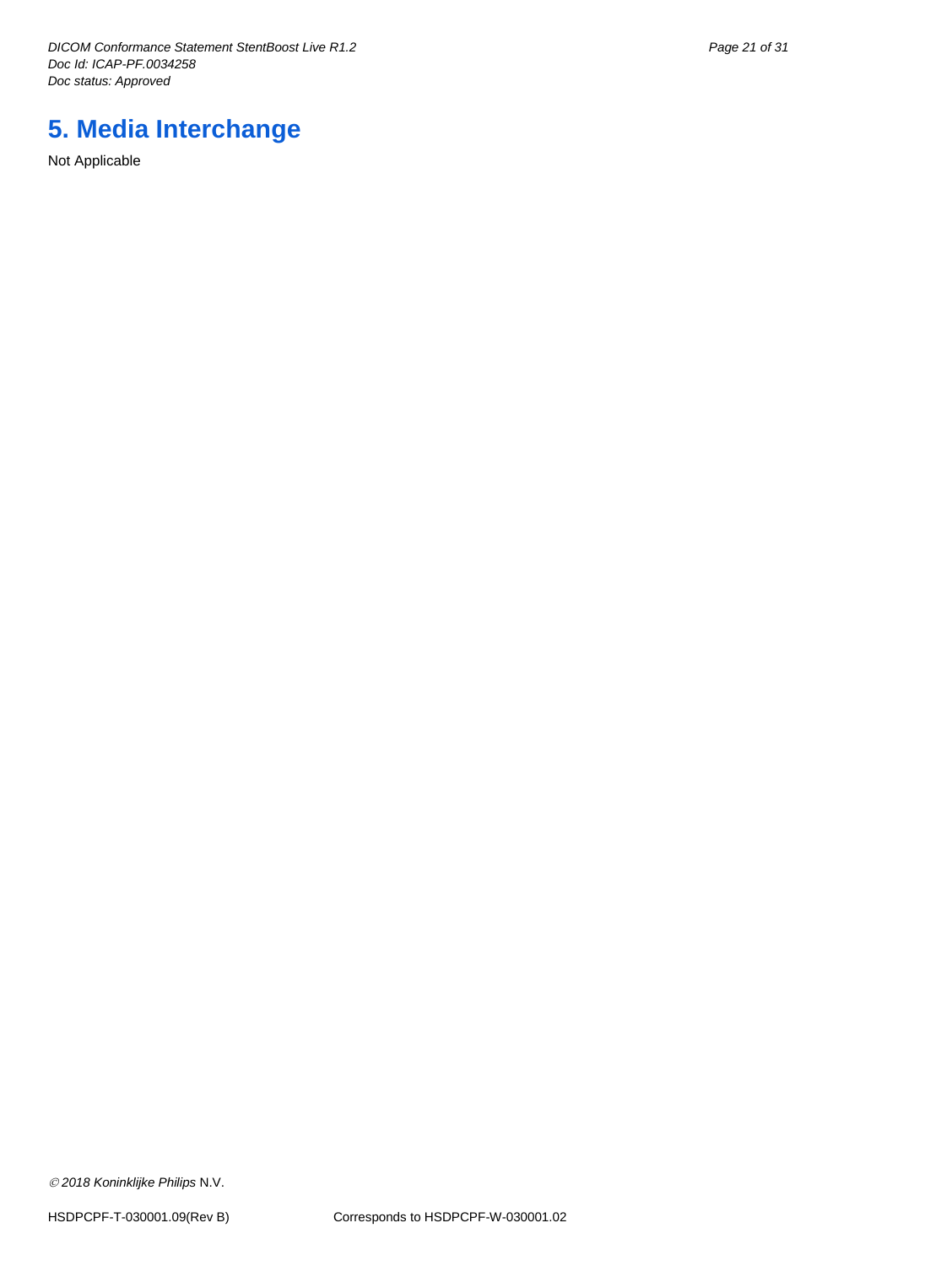# 5. Media Interchange

Not Applicable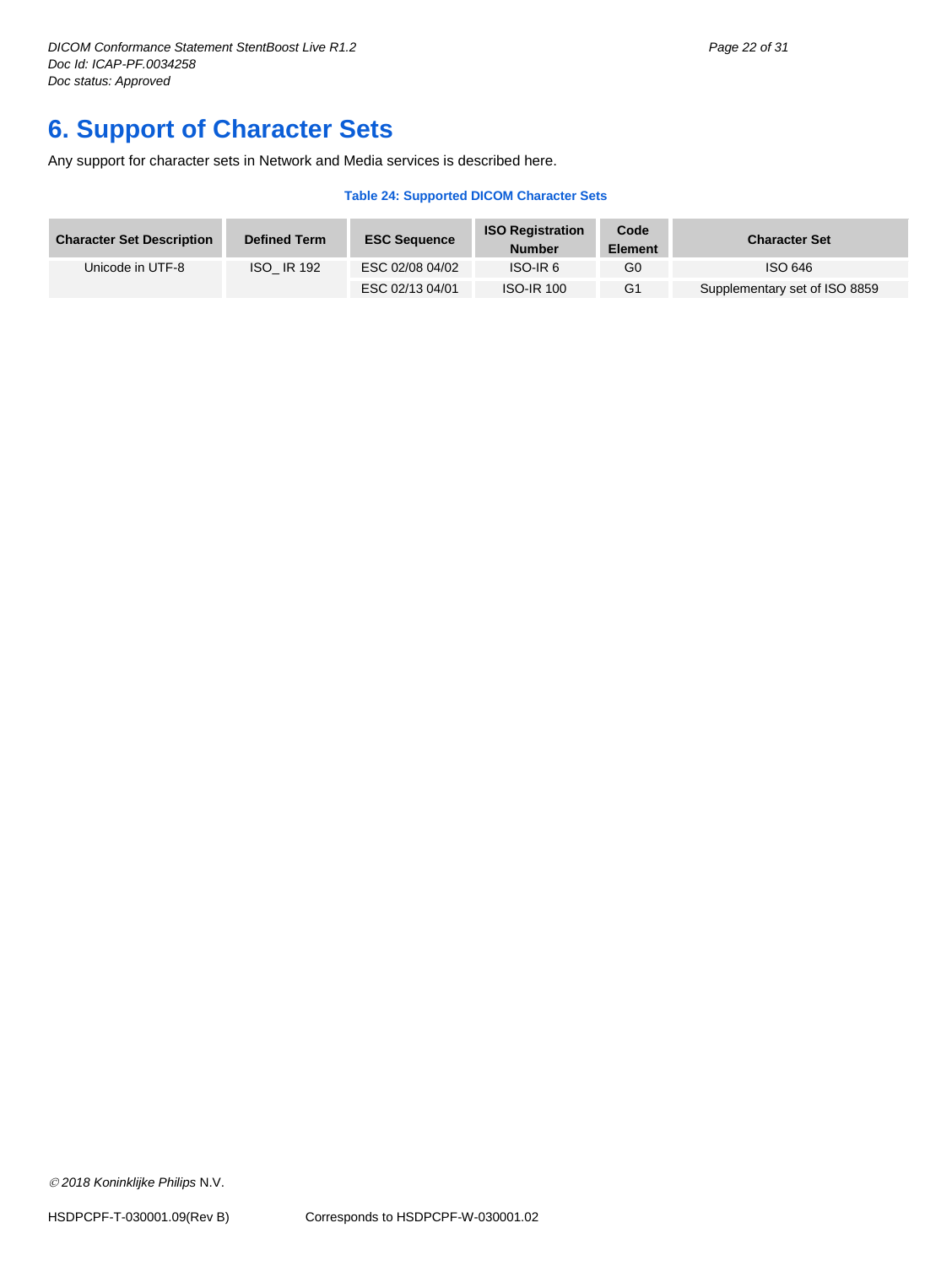# 6. Support of Character Sets

Any support for character sets in Network and Media services is described here.

**Table 24: Supported DICOM Character Sets**

| Character Set Description | Defined Term | ESC Sequence | ISO Registration Number | Code Element | Character Set |
|---|---|---|---|---|---|
| Unicode in UTF-8 | ISO_ IR 192 | ESC 02/08 04/02 | ISO-IR 6 | G0 | ISO 646 |
| | | ESC 02/13 04/01 | ISO-IR 100 | G1 | Supplementary set of ISO 8859 |

© 2018 Koninklijke Philips N.V.

HSDPCPF-T-030001.09(Rev B) Corresponds to HSDPCPF-W-030001.02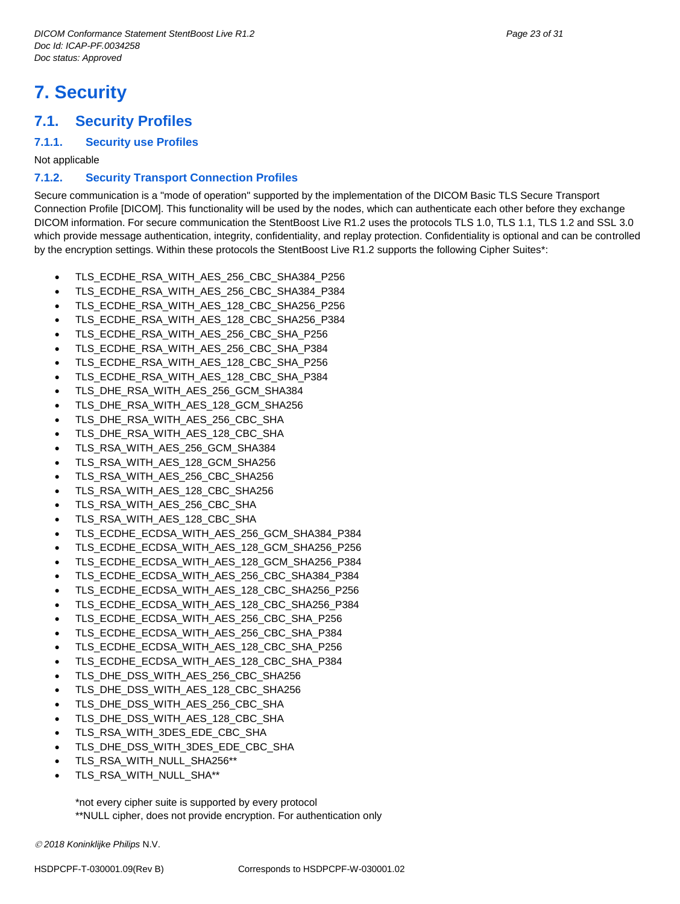# 7. Security

## 7.1. Security Profiles

### 7.1.1. Security use Profiles

Not applicable

### 7.1.2. Security Transport Connection Profiles

Secure communication is a "mode of operation" supported by the implementation of the DICOM Basic TLS Secure Transport Connection Profile [DICOM]. This functionality will be used by the nodes, which can authenticate each other before they exchange DICOM information. For secure communication the StentBoost Live R1.2 uses the protocols TLS 1.0, TLS 1.1, TLS 1.2 and SSL 3.0 which provide message authentication, integrity, confidentiality, and replay protection. Confidentiality is optional and can be controlled by the encryption settings. Within these protocols the StentBoost Live R1.2 supports the following Cipher Suites*:

- TLS_ECDHE_RSA_WITH_AES_256_CBC_SHA384_P256
- TLS_ECDHE_RSA_WITH_AES_256_CBC_SHA384_P384
- TLS_ECDHE_RSA_WITH_AES_128_CBC_SHA256_P256
- TLS_ECDHE_RSA_WITH_AES_128_CBC_SHA256_P384
- TLS_ECDHE_RSA_WITH_AES_256_CBC_SHA_P256
- TLS_ECDHE_RSA_WITH_AES_256_CBC_SHA_P384
- TLS_ECDHE_RSA_WITH_AES_128_CBC_SHA_P256
- TLS_ECDHE_RSA_WITH_AES_128_CBC_SHA_P384
- TLS_DHE_RSA_WITH_AES_256_GCM_SHA384
- TLS_DHE_RSA_WITH_AES_128_GCM_SHA256
- TLS_DHE_RSA_WITH_AES_256_CBC_SHA
- TLS_DHE_RSA_WITH_AES_128_CBC_SHA
- TLS_RSA_WITH_AES_256_GCM_SHA384
- TLS_RSA_WITH_AES_128_GCM_SHA256
- TLS_RSA_WITH_AES_256_CBC_SHA256
- TLS_RSA_WITH_AES_128_CBC_SHA256
- TLS_RSA_WITH_AES_256_CBC_SHA
- TLS_RSA_WITH_AES_128_CBC_SHA
- TLS_ECDHE_ECDSA_WITH_AES_256_GCM_SHA384_P384
- TLS_ECDHE_ECDSA_WITH_AES_128_GCM_SHA256_P256
- TLS_ECDHE_ECDSA_WITH_AES_128_GCM_SHA256_P384
- TLS_ECDHE_ECDSA_WITH_AES_256_CBC_SHA384_P384
- TLS_ECDHE_ECDSA_WITH_AES_128_CBC_SHA256_P256
- TLS_ECDHE_ECDSA_WITH_AES_128_CBC_SHA256_P384
- TLS_ECDHE_ECDSA_WITH_AES_256_CBC_SHA_P256
- TLS_ECDHE_ECDSA_WITH_AES_256_CBC_SHA_P384
- TLS_ECDHE_ECDSA_WITH_AES_128_CBC_SHA_P256
- TLS_ECDHE_ECDSA_WITH_AES_128_CBC_SHA_P384
- TLS_DHE_DSS_WITH_AES_256_CBC_SHA256
- TLS_DHE_DSS_WITH_AES_128_CBC_SHA256
- TLS_DHE_DSS_WITH_AES_256_CBC_SHA
- TLS_DHE_DSS_WITH_AES_128_CBC_SHA
- TLS_RSA_WITH_3DES_EDE_CBC_SHA
- TLS_DHE_DSS_WITH_3DES_EDE_CBC_SHA
- TLS_RSA_WITH_NULL_SHA256**
- TLS_RSA_WITH_NULL_SHA**

*not every cipher suite is supported by every protocol
**NULL cipher, does not provide encryption. For authentication only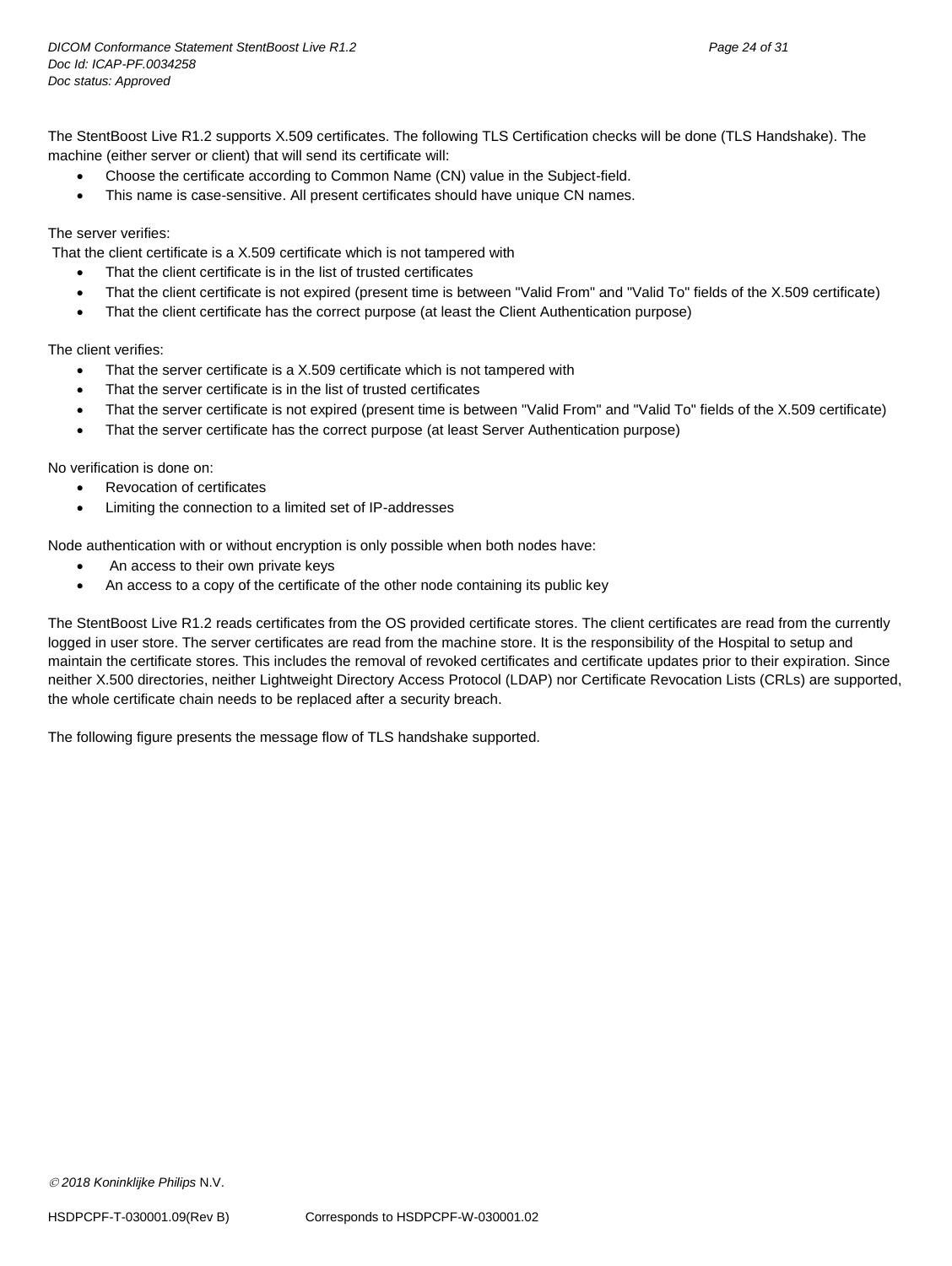The StentBoost Live R1.2 supports X.509 certificates. The following TLS Certification checks will be done (TLS Handshake). The machine (either server or client) that will send its certificate will:

- Choose the certificate according to Common Name (CN) value in the Subject-field.
- This name is case-sensitive. All present certificates should have unique CN names.

The server verifies:

That the client certificate is a X.509 certificate which is not tampered with

- That the client certificate is in the list of trusted certificates
- That the client certificate is not expired (present time is between "Valid From" and "Valid To" fields of the X.509 certificate)
- That the client certificate has the correct purpose (at least the Client Authentication purpose)

The client verifies:

- That the server certificate is a X.509 certificate which is not tampered with
- That the server certificate is in the list of trusted certificates
- That the server certificate is not expired (present time is between "Valid From" and "Valid To" fields of the X.509 certificate)
- That the server certificate has the correct purpose (at least Server Authentication purpose)

No verification is done on:

- Revocation of certificates
- Limiting the connection to a limited set of IP-addresses

Node authentication with or without encryption is only possible when both nodes have:

- An access to their own private keys
- An access to a copy of the certificate of the other node containing its public key

The StentBoost Live R1.2 reads certificates from the OS provided certificate stores. The client certificates are read from the currently logged in user store. The server certificates are read from the machine store. It is the responsibility of the Hospital to setup and maintain the certificate stores. This includes the removal of revoked certificates and certificate updates prior to their expiration. Since neither X.500 directories, neither Lightweight Directory Access Protocol (LDAP) nor Certificate Revocation Lists (CRLs) are supported, the whole certificate chain needs to be replaced after a security breach.

The following figure presents the message flow of TLS handshake supported.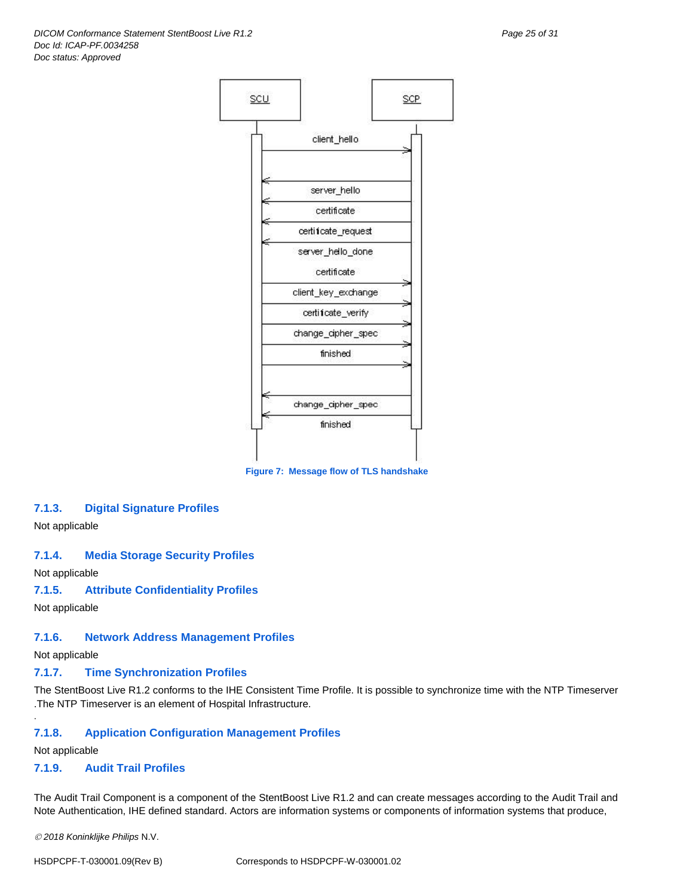SCU SCP

client_hello

server_hello

certificate

certificate_request

server_hello_done

certificate

client_key_exchange

certificate_verify

change_cipher_spec

finished

change_cipher_spec

finished

**Figure 7: Message flow of TLS handshake**

### 7.1.3. Digital Signature Profiles

Not applicable

### 7.1.4. Media Storage Security Profiles

Not applicable

### 7.1.5. Attribute Confidentiality Profiles

Not applicable

### 7.1.6. Network Address Management Profiles

Not applicable

### 7.1.7. Time Synchronization Profiles

The StentBoost Live R1.2 conforms to the IHE Consistent Time Profile. It is possible to synchronize time with the NTP Timeserver .The NTP Timeserver is an element of Hospital Infrastructure.

.

### 7.1.8. Application Configuration Management Profiles

Not applicable

### 7.1.9. Audit Trail Profiles

The Audit Trail Component is a component of the StentBoost Live R1.2 and can create messages according to the Audit Trail and Note Authentication, IHE defined standard. Actors are information systems or components of information systems that produce,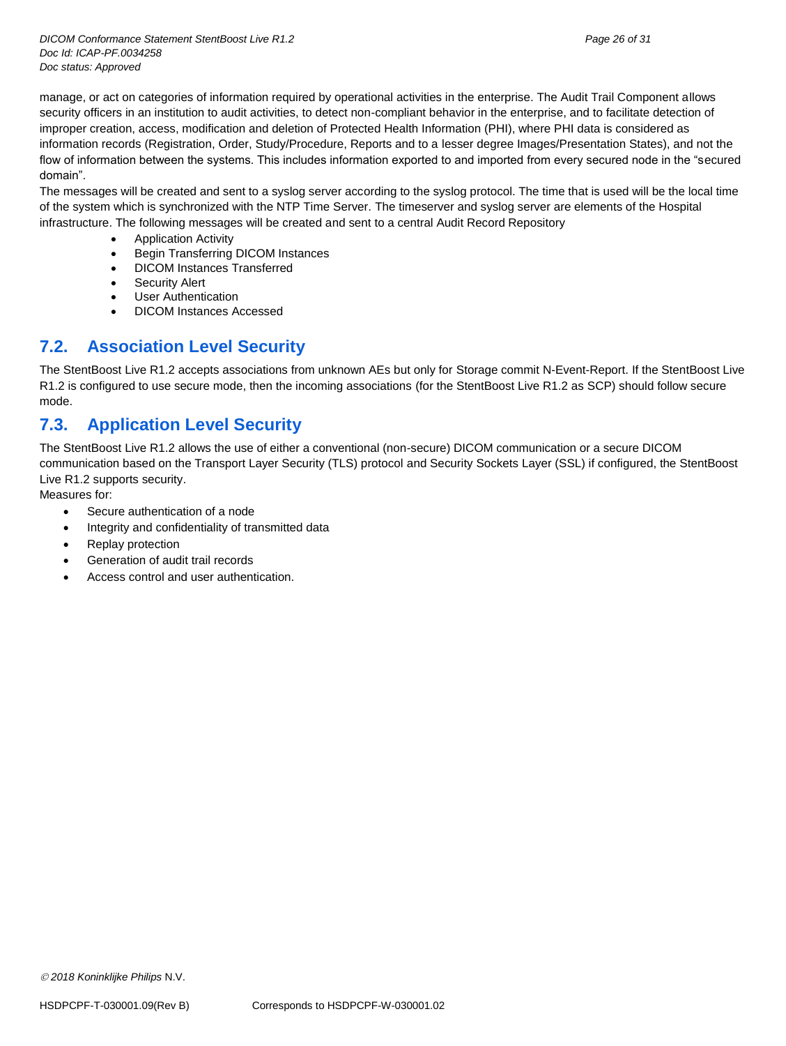manage, or act on categories of information required by operational activities in the enterprise. The Audit Trail Component allows security officers in an institution to audit activities, to detect non-compliant behavior in the enterprise, and to facilitate detection of improper creation, access, modification and deletion of Protected Health Information (PHI), where PHI data is considered as information records (Registration, Order, Study/Procedure, Reports and to a lesser degree Images/Presentation States), and not the flow of information between the systems. This includes information exported to and imported from every secured node in the "secured domain".

The messages will be created and sent to a syslog server according to the syslog protocol. The time that is used will be the local time of the system which is synchronized with the NTP Time Server. The timeserver and syslog server are elements of the Hospital infrastructure. The following messages will be created and sent to a central Audit Record Repository

- Application Activity
- Begin Transferring DICOM Instances
- DICOM Instances Transferred
- Security Alert
- User Authentication
- DICOM Instances Accessed

## 7.2. Association Level Security

The StentBoost Live R1.2 accepts associations from unknown AEs but only for Storage commit N-Event-Report. If the StentBoost Live R1.2 is configured to use secure mode, then the incoming associations (for the StentBoost Live R1.2 as SCP) should follow secure mode.

## 7.3. Application Level Security

The StentBoost Live R1.2 allows the use of either a conventional (non-secure) DICOM communication or a secure DICOM communication based on the Transport Layer Security (TLS) protocol and Security Sockets Layer (SSL) if configured, the StentBoost Live R1.2 supports security.

Measures for:

- Secure authentication of a node
- Integrity and confidentiality of transmitted data
- Replay protection
- Generation of audit trail records
- Access control and user authentication.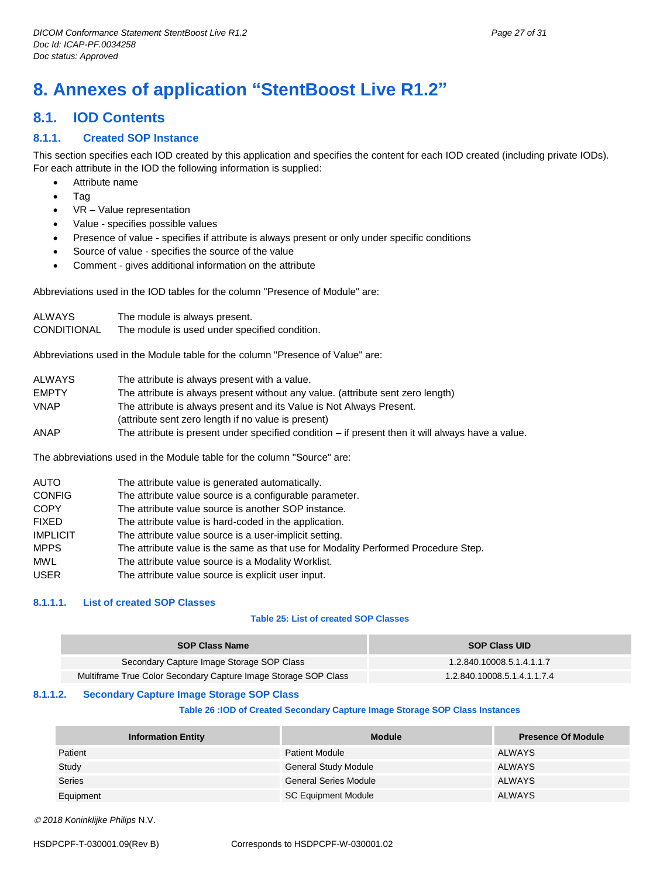# 8. Annexes of application “StentBoost Live R1.2”

## 8.1. IOD Contents

### 8.1.1. Created SOP Instance

This section specifies each IOD created by this application and specifies the content for each IOD created (including private IODs). For each attribute in the IOD the following information is supplied:

- Attribute name
- Tag
- VR – Value representation
- Value - specifies possible values
- Presence of value - specifies if attribute is always present or only under specific conditions
- Source of value - specifies the source of the value
- Comment - gives additional information on the attribute

Abbreviations used in the IOD tables for the column "Presence of Module" are:

| | |
|---|---|
| ALWAYS | The module is always present. |
| CONDITIONAL | The module is used under specified condition. |

Abbreviations used in the Module table for the column "Presence of Value" are:

| | |
|---|---|
| ALWAYS | The attribute is always present with a value. |
| EMPTY | The attribute is always present without any value. (attribute sent zero length) |
| VNAP | The attribute is always present and its Value is Not Always Present. (attribute sent zero length if no value is present) |
| ANAP | The attribute is present under specified condition – if present then it will always have a value. |

The abbreviations used in the Module table for the column "Source" are:

| | |
|---|---|
| AUTO | The attribute value is generated automatically. |
| CONFIG | The attribute value source is a configurable parameter. |
| COPY | The attribute value source is another SOP instance. |
| FIXED | The attribute value is hard-coded in the application. |
| IMPLICIT | The attribute value source is a user-implicit setting. |
| MPPS | The attribute value is the same as that use for Modality Performed Procedure Step. |
| MWL | The attribute value source is a Modality Worklist. |
| USER | The attribute value source is explicit user input. |

#### 8.1.1.1. List of created SOP Classes

**Table 25: List of created SOP Classes**

| SOP Class Name | SOP Class UID |
|---|---|
| Secondary Capture Image Storage SOP Class | 1.2.840.10008.5.1.4.1.1.7 |
| Multiframe True Color Secondary Capture Image Storage SOP Class | 1.2.840.10008.5.1.4.1.1.7.4 |

#### 8.1.1.2. Secondary Capture Image Storage SOP Class

**Table 26 :IOD of Created Secondary Capture Image Storage SOP Class Instances**

| Information Entity | Module | Presence Of Module |
|---|---|---|
| Patient | Patient Module | ALWAYS |
| Study | General Study Module | ALWAYS |
| Series | General Series Module | ALWAYS |
| Equipment | SC Equipment Module | ALWAYS |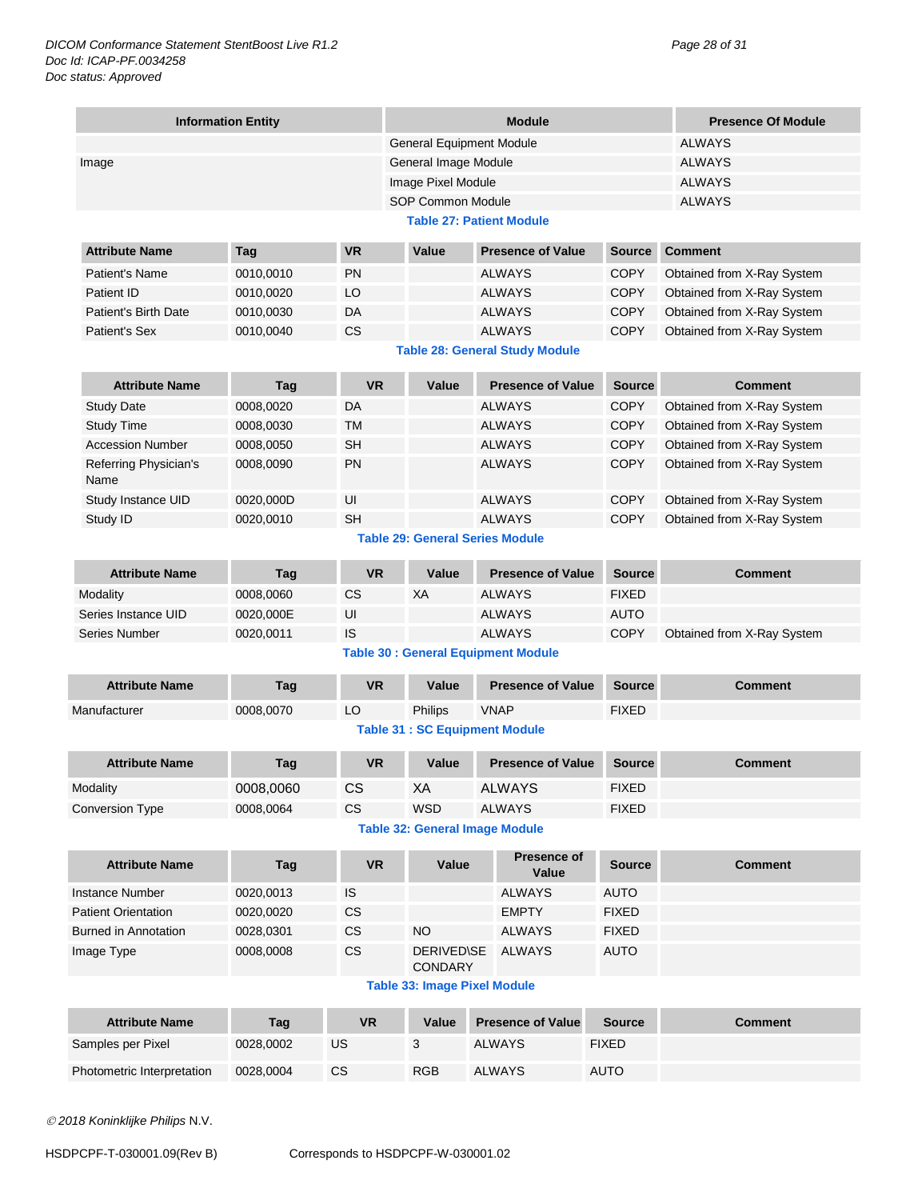| Information Entity | Module | Presence Of Module |
|---|---|---|
| Image | General Equipment Module | ALWAYS |
| | General Image Module | ALWAYS |
| | Image Pixel Module | ALWAYS |
| | SOP Common Module | ALWAYS |

**Table 27: Patient Module**

| Attribute Name | Tag | VR | Value | Presence of Value | Source | Comment |
|---|---|---|---|---|---|---|
| Patient's Name | 0010,0010 | PN | | ALWAYS | COPY | Obtained from X-Ray System |
| Patient ID | 0010,0020 | LO | | ALWAYS | COPY | Obtained from X-Ray System |
| Patient's Birth Date | 0010,0030 | DA | | ALWAYS | COPY | Obtained from X-Ray System |
| Patient's Sex | 0010,0040 | CS | | ALWAYS | COPY | Obtained from X-Ray System |

**Table 28: General Study Module**

| Attribute Name | Tag | VR | Value | Presence of Value | Source | Comment |
|---|---|---|---|---|---|---|
| Study Date | 0008,0020 | DA | | ALWAYS | COPY | Obtained from X-Ray System |
| Study Time | 0008,0030 | TM | | ALWAYS | COPY | Obtained from X-Ray System |
| Accession Number | 0008,0050 | SH | | ALWAYS | COPY | Obtained from X-Ray System |
| Referring Physician's Name | 0008,0090 | PN | | ALWAYS | COPY | Obtained from X-Ray System |
| Study Instance UID | 0020,000D | UI | | ALWAYS | COPY | Obtained from X-Ray System |
| Study ID | 0020,0010 | SH | | ALWAYS | COPY | Obtained from X-Ray System |

**Table 29: General Series Module**

| Attribute Name | Tag | VR | Value | Presence of Value | Source | Comment |
|---|---|---|---|---|---|---|
| Modality | 0008,0060 | CS | XA | ALWAYS | FIXED | |
| Series Instance UID | 0020,000E | UI | | ALWAYS | AUTO | |
| Series Number | 0020,0011 | IS | | ALWAYS | COPY | Obtained from X-Ray System |

**Table 30 : General Equipment Module**

| Attribute Name | Tag | VR | Value | Presence of Value | Source | Comment |
|---|---|---|---|---|---|---|
| Manufacturer | 0008,0070 | LO | Philips | VNAP | FIXED | |

**Table 31 : SC Equipment Module**

| Attribute Name | Tag | VR | Value | Presence of Value | Source | Comment |
|---|---|---|---|---|---|---|
| Modality | 0008,0060 | CS | XA | ALWAYS | FIXED | |
| Conversion Type | 0008,0064 | CS | WSD | ALWAYS | FIXED | |

**Table 32: General Image Module**

| Attribute Name | Tag | VR | Value | Presence of Value | Source | Comment |
|---|---|---|---|---|---|---|
| Instance Number | 0020,0013 | IS | | ALWAYS | AUTO | |
| Patient Orientation | 0020,0020 | CS | | EMPTY | FIXED | |
| Burned in Annotation | 0028,0301 | CS | NO | ALWAYS | FIXED | |
| Image Type | 0008,0008 | CS | DERIVED\SECONDARY | ALWAYS | AUTO | |

**Table 33: Image Pixel Module**

| Attribute Name | Tag | VR | Value | Presence of Value | Source | Comment |
|---|---|---|---|---|---|---|
| Samples per Pixel | 0028,0002 | US | 3 | ALWAYS | FIXED | |
| Photometric Interpretation | 0028,0004 | CS | RGB | ALWAYS | AUTO | |

© 2018 Koninklijke Philips N.V.

HSDPCPF-T-030001.09(Rev B) Corresponds to HSDPCPF-W-030001.02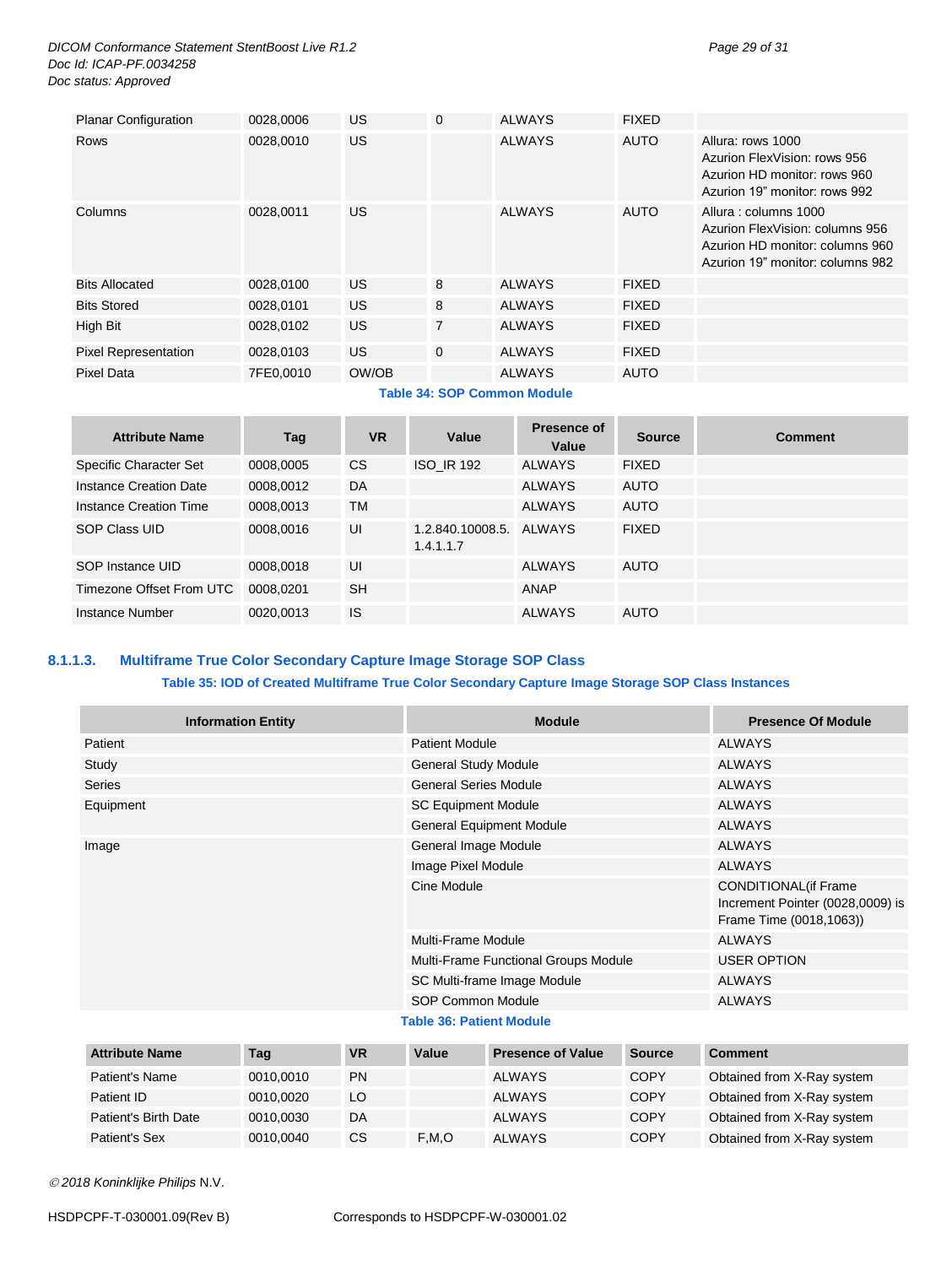| Planar Configuration | 0028,0006 | US | 0 | ALWAYS | FIXED | |
|---|---|---|---|---|---|---|
| Rows | 0028,0010 | US | | ALWAYS | AUTO | Allura: rows 1000<br>Azurion FlexVision: rows 956<br>Azurion HD monitor: rows 960<br>Azurion 19" monitor: rows 992 |
| Columns | 0028,0011 | US | | ALWAYS | AUTO | Allura : columns 1000<br>Azurion FlexVision: columns 956<br>Azurion HD monitor: columns 960<br>Azurion 19" monitor: columns 982 |
| Bits Allocated | 0028,0100 | US | 8 | ALWAYS | FIXED | |
| Bits Stored | 0028,0101 | US | 8 | ALWAYS | FIXED | |
| High Bit | 0028,0102 | US | 7 | ALWAYS | FIXED | |
| Pixel Representation | 0028,0103 | US | 0 | ALWAYS | FIXED | |
| Pixel Data | 7FE0,0010 | OW/OB | | ALWAYS | AUTO | |

**Table 34: SOP Common Module**

| Attribute Name | Tag | VR | Value | Presence of Value | Source | Comment |
|---|---|---|---|---|---|---|
| Specific Character Set | 0008,0005 | CS | ISO_IR 192 | ALWAYS | FIXED | |
| Instance Creation Date | 0008,0012 | DA | | ALWAYS | AUTO | |
| Instance Creation Time | 0008,0013 | TM | | ALWAYS | AUTO | |
| SOP Class UID | 0008,0016 | UI | 1.2.840.10008.5.1.4.1.1.7 | ALWAYS | FIXED | |
| SOP Instance UID | 0008,0018 | UI | | ALWAYS | AUTO | |
| Timezone Offset From UTC | 0008,0201 | SH | | ANAP | | |
| Instance Number | 0020,0013 | IS | | ALWAYS | AUTO | |

### 8.1.1.3. Multiframe True Color Secondary Capture Image Storage SOP Class

**Table 35: IOD of Created Multiframe True Color Secondary Capture Image Storage SOP Class Instances**

| Information Entity | Module | Presence Of Module |
|---|---|---|
| Patient | Patient Module | ALWAYS |
| Study | General Study Module | ALWAYS |
| Series | General Series Module | ALWAYS |
| Equipment | SC Equipment Module | ALWAYS |
| | General Equipment Module | ALWAYS |
| Image | General Image Module | ALWAYS |
| | Image Pixel Module | ALWAYS |
| | Cine Module | CONDITIONAL(if Frame Increment Pointer (0028,0009) is Frame Time (0018,1063)) |
| | Multi-Frame Module | ALWAYS |
| | Multi-Frame Functional Groups Module | USER OPTION |
| | SC Multi-frame Image Module | ALWAYS |
| | SOP Common Module | ALWAYS |

**Table 36: Patient Module**

| Attribute Name | Tag | VR | Value | Presence of Value | Source | Comment |
|---|---|---|---|---|---|---|
| Patient's Name | 0010,0010 | PN | | ALWAYS | COPY | Obtained from X-Ray system |
| Patient ID | 0010,0020 | LO | | ALWAYS | COPY | Obtained from X-Ray system |
| Patient's Birth Date | 0010,0030 | DA | | ALWAYS | COPY | Obtained from X-Ray system |
| Patient's Sex | 0010,0040 | CS | F,M,O | ALWAYS | COPY | Obtained from X-Ray system |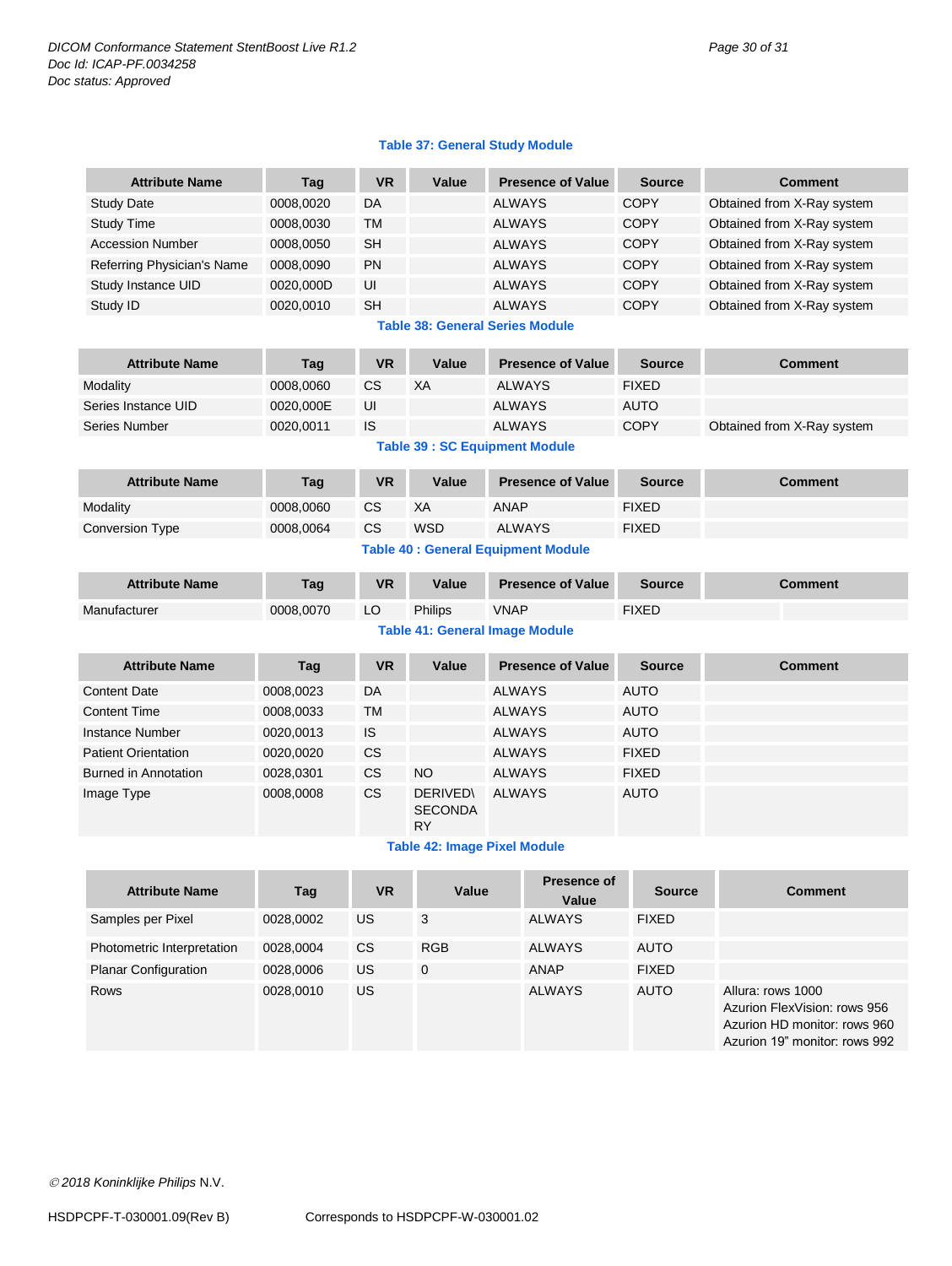**Table 37: General Study Module**

| Attribute Name | Tag | VR | Value | Presence of Value | Source | Comment |
|---|---|---|---|---|---|---|
| Study Date | 0008,0020 | DA | | ALWAYS | COPY | Obtained from X-Ray system |
| Study Time | 0008,0030 | TM | | ALWAYS | COPY | Obtained from X-Ray system |
| Accession Number | 0008,0050 | SH | | ALWAYS | COPY | Obtained from X-Ray system |
| Referring Physician's Name | 0008,0090 | PN | | ALWAYS | COPY | Obtained from X-Ray system |
| Study Instance UID | 0020,000D | UI | | ALWAYS | COPY | Obtained from X-Ray system |
| Study ID | 0020,0010 | SH | | ALWAYS | COPY | Obtained from X-Ray system |

**Table 38: General Series Module**

| Attribute Name | Tag | VR | Value | Presence of Value | Source | Comment |
|---|---|---|---|---|---|---|
| Modality | 0008,0060 | CS | XA | ALWAYS | FIXED | |
| Series Instance UID | 0020,000E | UI | | ALWAYS | AUTO | |
| Series Number | 0020,0011 | IS | | ALWAYS | COPY | Obtained from X-Ray system |

**Table 39 : SC Equipment Module**

| Attribute Name | Tag | VR | Value | Presence of Value | Source | Comment |
|---|---|---|---|---|---|---|
| Modality | 0008,0060 | CS | XA | ANAP | FIXED | |
| Conversion Type | 0008,0064 | CS | WSD | ALWAYS | FIXED | |

**Table 40 : General Equipment Module**

| Attribute Name | Tag | VR | Value | Presence of Value | Source | Comment |
|---|---|---|---|---|---|---|
| Manufacturer | 0008,0070 | LO | Philips | VNAP | FIXED | |

**Table 41: General Image Module**

| Attribute Name | Tag | VR | Value | Presence of Value | Source | Comment |
|---|---|---|---|---|---|---|
| Content Date | 0008,0023 | DA | | ALWAYS | AUTO | |
| Content Time | 0008,0033 | TM | | ALWAYS | AUTO | |
| Instance Number | 0020,0013 | IS | | ALWAYS | AUTO | |
| Patient Orientation | 0020,0020 | CS | | ALWAYS | FIXED | |
| Burned in Annotation | 0028,0301 | CS | NO | ALWAYS | FIXED | |
| Image Type | 0008,0008 | CS | DERIVED\SECONDARY | ALWAYS | AUTO | |

**Table 42: Image Pixel Module**

| Attribute Name | Tag | VR | Value | Presence of Value | Source | Comment |
|---|---|---|---|---|---|---|
| Samples per Pixel | 0028,0002 | US | 3 | ALWAYS | FIXED | |
| Photometric Interpretation | 0028,0004 | CS | RGB | ALWAYS | AUTO | |
| Planar Configuration | 0028,0006 | US | 0 | ANAP | FIXED | |
| Rows | 0028,0010 | US | | ALWAYS | AUTO | Allura: rows 1000<br>Azurion FlexVision: rows 956<br>Azurion HD monitor: rows 960<br>Azurion 19" monitor: rows 992 |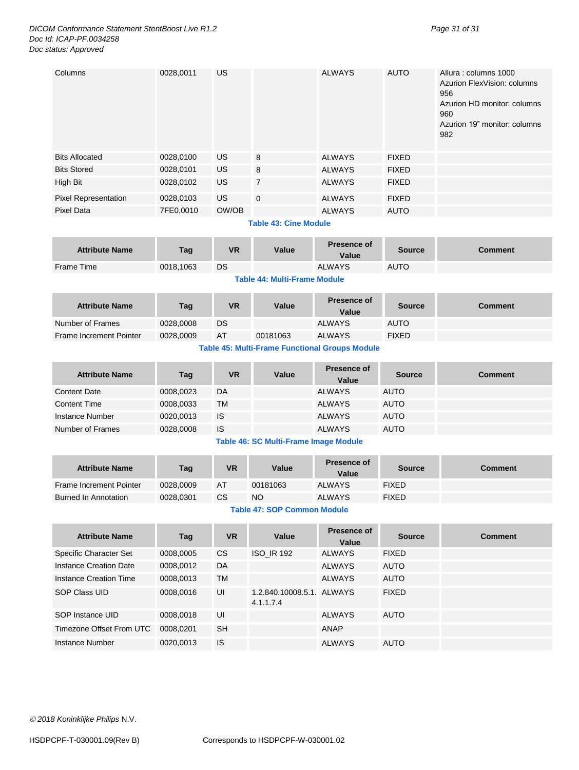| | | | | | | |
|---|---|---|---|---|---|---|
| Columns | 0028,0011 | US | | ALWAYS | AUTO | Allura : columns 1000<br>Azurion FlexVision: columns 956<br>Azurion HD monitor: columns 960<br>Azurion 19" monitor: columns 982 |
| Bits Allocated | 0028,0100 | US | 8 | ALWAYS | FIXED | |
| Bits Stored | 0028,0101 | US | 8 | ALWAYS | FIXED | |
| High Bit | 0028,0102 | US | 7 | ALWAYS | FIXED | |
| Pixel Representation | 0028,0103 | US | 0 | ALWAYS | FIXED | |
| Pixel Data | 7FE0,0010 | OW/OB | | ALWAYS | AUTO | |

**Table 43: Cine Module**

| Attribute Name | Tag | VR | Value | Presence of Value | Source | Comment |
|---|---|---|---|---|---|---|
| Frame Time | 0018,1063 | DS | | ALWAYS | AUTO | |

**Table 44: Multi-Frame Module**

| Attribute Name | Tag | VR | Value | Presence of Value | Source | Comment |
|---|---|---|---|---|---|---|
| Number of Frames | 0028,0008 | DS | | ALWAYS | AUTO | |
| Frame Increment Pointer | 0028,0009 | AT | 00181063 | ALWAYS | FIXED | |

**Table 45: Multi-Frame Functional Groups Module**

| Attribute Name | Tag | VR | Value | Presence of Value | Source | Comment |
|---|---|---|---|---|---|---|
| Content Date | 0008,0023 | DA | | ALWAYS | AUTO | |
| Content Time | 0008,0033 | TM | | ALWAYS | AUTO | |
| Instance Number | 0020,0013 | IS | | ALWAYS | AUTO | |
| Number of Frames | 0028,0008 | IS | | ALWAYS | AUTO | |

**Table 46: SC Multi-Frame Image Module**

| Attribute Name | Tag | VR | Value | Presence of Value | Source | Comment |
|---|---|---|---|---|---|---|
| Frame Increment Pointer | 0028,0009 | AT | 00181063 | ALWAYS | FIXED | |
| Burned In Annotation | 0028,0301 | CS | NO | ALWAYS | FIXED | |

**Table 47: SOP Common Module**

| Attribute Name | Tag | VR | Value | Presence of Value | Source | Comment |
|---|---|---|---|---|---|---|
| Specific Character Set | 0008,0005 | CS | ISO_IR 192 | ALWAYS | FIXED | |
| Instance Creation Date | 0008,0012 | DA | | ALWAYS | AUTO | |
| Instance Creation Time | 0008,0013 | TM | | ALWAYS | AUTO | |
| SOP Class UID | 0008,0016 | UI | 1.2.840.10008.5.1.4.1.1.7.4 | ALWAYS | FIXED | |
| SOP Instance UID | 0008,0018 | UI | | ALWAYS | AUTO | |
| Timezone Offset From UTC | 0008,0201 | SH | | ANAP | | |
| Instance Number | 0020,0013 | IS | | ALWAYS | AUTO | |